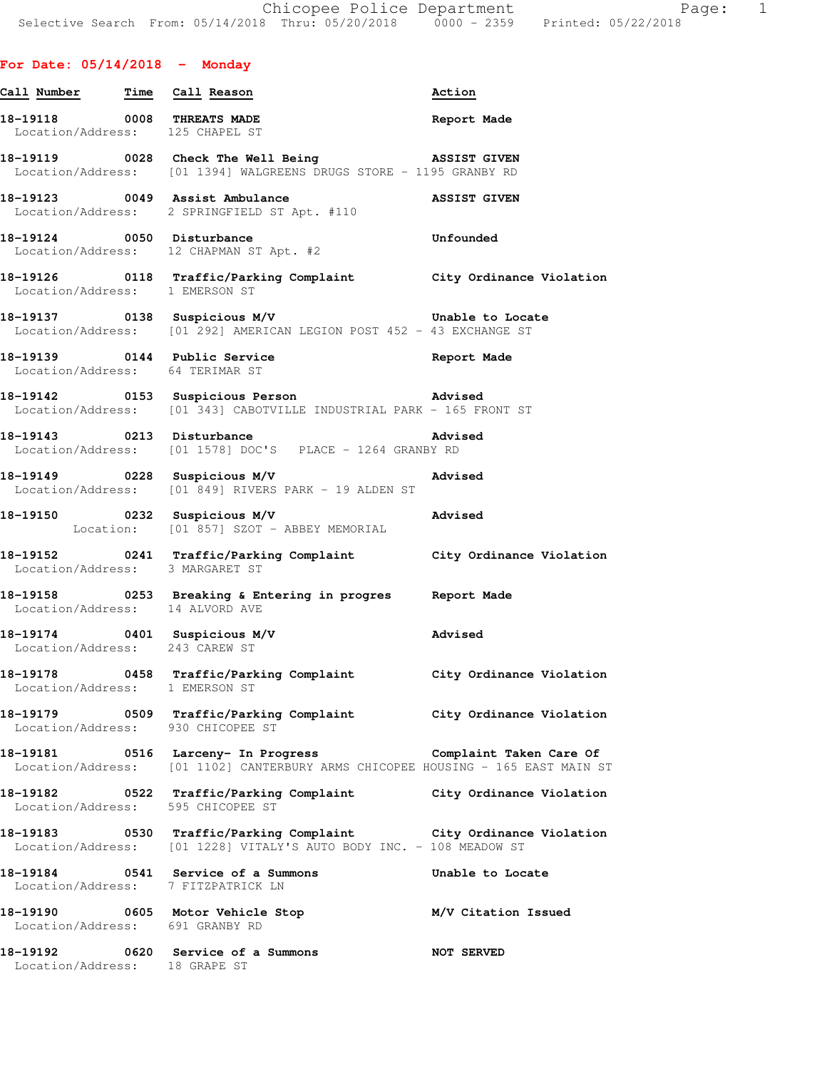## For Date: 05/14/2018 - Monday

| Call Number | Time | Call Reason | Action |
|---|---|---|---|
| 18-19118 | 0008 | THREATS MADE | Report Made |
| Location/Address: | | 125 CHAPEL ST | |
| 18-19119 | 0028 | Check The Well Being | ASSIST GIVEN |
| Location/Address: | | [01 1394] WALGREENS DRUGS STORE - 1195 GRANBY RD | |
| 18-19123 | 0049 | Assist Ambulance | ASSIST GIVEN |
| Location/Address: | | 2 SPRINGFIELD ST Apt. #110 | |
| 18-19124 | 0050 | Disturbance | Unfounded |
| Location/Address: | | 12 CHAPMAN ST Apt. #2 | |
| 18-19126 | 0118 | Traffic/Parking Complaint | City Ordinance Violation |
| Location/Address: | | 1 EMERSON ST | |
| 18-19137 | 0138 | Suspicious M/V | Unable to Locate |
| Location/Address: | | [01 292] AMERICAN LEGION POST 452 - 43 EXCHANGE ST | |
| 18-19139 | 0144 | Public Service | Report Made |
| Location/Address: | | 64 TERIMAR ST | |
| 18-19142 | 0153 | Suspicious Person | Advised |
| Location/Address: | | [01 343] CABOTVILLE INDUSTRIAL PARK - 165 FRONT ST | |
| 18-19143 | 0213 | Disturbance | Advised |
| Location/Address: | | [01 1578] DOC'S PLACE - 1264 GRANBY RD | |
| 18-19149 | 0228 | Suspicious M/V | Advised |
| Location/Address: | | [01 849] RIVERS PARK - 19 ALDEN ST | |
| 18-19150 | 0232 | Suspicious M/V | Advised |
| Location: | | [01 857] SZOT - ABBEY MEMORIAL | |
| 18-19152 | 0241 | Traffic/Parking Complaint | City Ordinance Violation |
| Location/Address: | | 3 MARGARET ST | |
| 18-19158 | 0253 | Breaking & Entering in progres | Report Made |
| Location/Address: | | 14 ALVORD AVE | |
| 18-19174 | 0401 | Suspicious M/V | Advised |
| Location/Address: | | 243 CAREW ST | |
| 18-19178 | 0458 | Traffic/Parking Complaint | City Ordinance Violation |
| Location/Address: | | 1 EMERSON ST | |
| 18-19179 | 0509 | Traffic/Parking Complaint | City Ordinance Violation |
| Location/Address: | | 930 CHICOPEE ST | |
| 18-19181 | 0516 | Larceny- In Progress | Complaint Taken Care Of |
| Location/Address: | | [01 1102] CANTERBURY ARMS CHICOPEE HOUSING - 165 EAST MAIN ST | |
| 18-19182 | 0522 | Traffic/Parking Complaint | City Ordinance Violation |
| Location/Address: | | 595 CHICOPEE ST | |
| 18-19183 | 0530 | Traffic/Parking Complaint | City Ordinance Violation |
| Location/Address: | | [01 1228] VITALY'S AUTO BODY INC. - 108 MEADOW ST | |
| 18-19184 | 0541 | Service of a Summons | Unable to Locate |
| Location/Address: | | 7 FITZPATRICK LN | |
| 18-19190 | 0605 | Motor Vehicle Stop | M/V Citation Issued |
| Location/Address: | | 691 GRANBY RD | |
| 18-19192 | 0620 | Service of a Summons | NOT SERVED |
| Location/Address: | | 18 GRAPE ST | |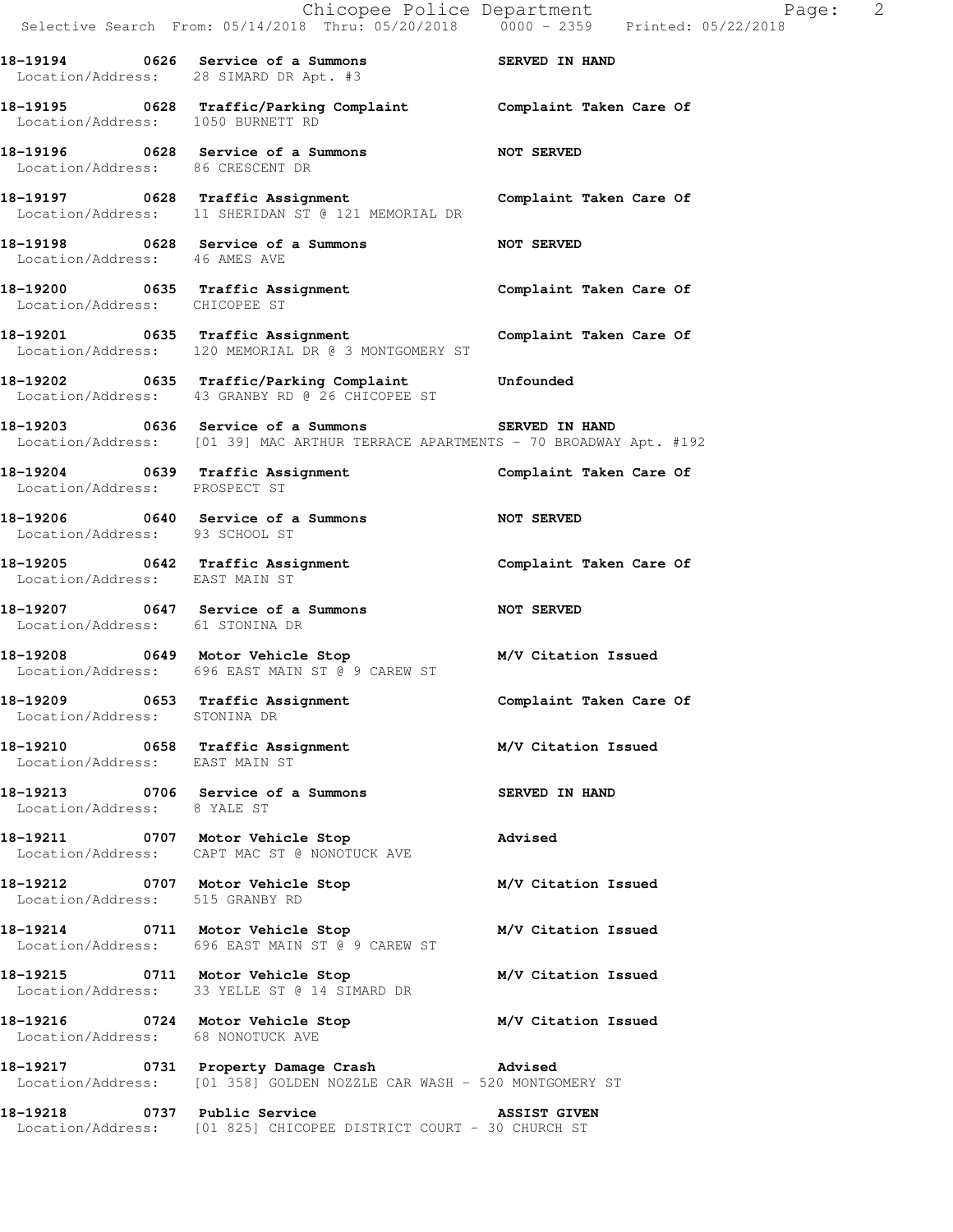**18-19194 0626 Service of a Summons SERVED IN HAND**
Location/Address: 28 SIMARD DR Apt. #3

**18-19195 0628 Traffic/Parking Complaint Complaint Taken Care Of**
Location/Address: 1050 BURNETT RD

**18-19196 0628 Service of a Summons NOT SERVED**
Location/Address: 86 CRESCENT DR

**18-19197 0628 Traffic Assignment Complaint Taken Care Of**
Location/Address: 11 SHERIDAN ST @ 121 MEMORIAL DR

**18-19198 0628 Service of a Summons NOT SERVED**
Location/Address: 46 AMES AVE

**18-19200 0635 Traffic Assignment Complaint Taken Care Of**
Location/Address: CHICOPEE ST

**18-19201 0635 Traffic Assignment Complaint Taken Care Of**
Location/Address: 120 MEMORIAL DR @ 3 MONTGOMERY ST

**18-19202 0635 Traffic/Parking Complaint Unfounded**
Location/Address: 43 GRANBY RD @ 26 CHICOPEE ST

**18-19203 0636 Service of a Summons SERVED IN HAND**
Location/Address: [01 39] MAC ARTHUR TERRACE APARTMENTS - 70 BROADWAY Apt. #192

**18-19204 0639 Traffic Assignment Complaint Taken Care Of**
Location/Address: PROSPECT ST

**18-19206 0640 Service of a Summons NOT SERVED**
Location/Address: 93 SCHOOL ST

**18-19205 0642 Traffic Assignment Complaint Taken Care Of**
Location/Address: EAST MAIN ST

**18-19207 0647 Service of a Summons NOT SERVED**
Location/Address: 61 STONINA DR

**18-19208 0649 Motor Vehicle Stop M/V Citation Issued**
Location/Address: 696 EAST MAIN ST @ 9 CAREW ST

**18-19209 0653 Traffic Assignment Complaint Taken Care Of**
Location/Address: STONINA DR

**18-19210 0658 Traffic Assignment M/V Citation Issued**
Location/Address: EAST MAIN ST

**18-19213 0706 Service of a Summons SERVED IN HAND**
Location/Address: 8 YALE ST

**18-19211 0707 Motor Vehicle Stop Advised**
Location/Address: CAPT MAC ST @ NONOTUCK AVE

**18-19212 0707 Motor Vehicle Stop M/V Citation Issued**
Location/Address: 515 GRANBY RD

**18-19214 0711 Motor Vehicle Stop M/V Citation Issued**
Location/Address: 696 EAST MAIN ST @ 9 CAREW ST

**18-19215 0711 Motor Vehicle Stop M/V Citation Issued**
Location/Address: 33 YELLE ST @ 14 SIMARD DR

**18-19216 0724 Motor Vehicle Stop M/V Citation Issued**
Location/Address: 68 NONOTUCK AVE

**18-19217 0731 Property Damage Crash Advised**
Location/Address: [01 358] GOLDEN NOZZLE CAR WASH - 520 MONTGOMERY ST

**18-19218 0737 Public Service ASSIST GIVEN**
Location/Address: [01 825] CHICOPEE DISTRICT COURT - 30 CHURCH ST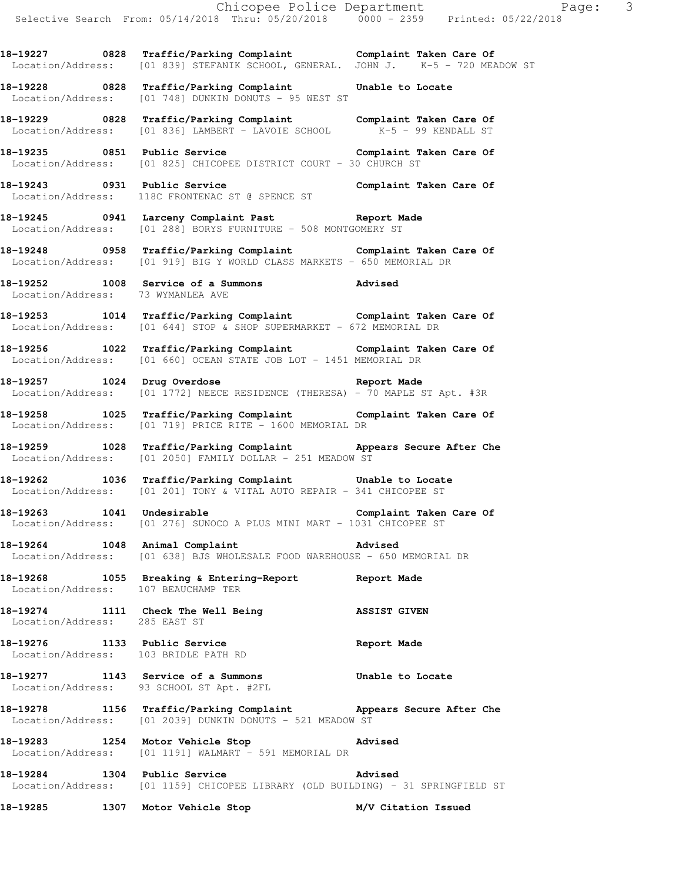18-19227 0828 Traffic/Parking Complaint Complaint Taken Care Of
Location/Address: [01 839] STEFANIK SCHOOL, GENERAL. JOHN J. K-5 - 720 MEADOW ST

18-19228 0828 Traffic/Parking Complaint Unable to Locate
Location/Address: [01 748] DUNKIN DONUTS - 95 WEST ST

18-19229 0828 Traffic/Parking Complaint Complaint Taken Care Of
Location/Address: [01 836] LAMBERT - LAVOIE SCHOOL K-5 - 99 KENDALL ST

18-19235 0851 Public Service Complaint Taken Care Of
Location/Address: [01 825] CHICOPEE DISTRICT COURT - 30 CHURCH ST

18-19243 0931 Public Service Complaint Taken Care Of
Location/Address: 118C FRONTENAC ST @ SPENCE ST

18-19245 0941 Larceny Complaint Past Report Made
Location/Address: [01 288] BORYS FURNITURE - 508 MONTGOMERY ST

18-19248 0958 Traffic/Parking Complaint Complaint Taken Care Of
Location/Address: [01 919] BIG Y WORLD CLASS MARKETS - 650 MEMORIAL DR

18-19252 1008 Service of a Summons Advised
Location/Address: 73 WYMANLEA AVE

18-19253 1014 Traffic/Parking Complaint Complaint Taken Care Of
Location/Address: [01 644] STOP & SHOP SUPERMARKET - 672 MEMORIAL DR

18-19256 1022 Traffic/Parking Complaint Complaint Taken Care Of
Location/Address: [01 660] OCEAN STATE JOB LOT - 1451 MEMORIAL DR

18-19257 1024 Drug Overdose Report Made
Location/Address: [01 1772] NEECE RESIDENCE (THERESA) - 70 MAPLE ST Apt. #3R

18-19258 1025 Traffic/Parking Complaint Complaint Taken Care Of
Location/Address: [01 719] PRICE RITE - 1600 MEMORIAL DR

18-19259 1028 Traffic/Parking Complaint Appears Secure After Che
Location/Address: [01 2050] FAMILY DOLLAR - 251 MEADOW ST

18-19262 1036 Traffic/Parking Complaint Unable to Locate
Location/Address: [01 201] TONY & VITAL AUTO REPAIR - 341 CHICOPEE ST

18-19263 1041 Undesirable Complaint Taken Care Of
Location/Address: [01 276] SUNOCO A PLUS MINI MART - 1031 CHICOPEE ST

18-19264 1048 Animal Complaint Advised
Location/Address: [01 638] BJS WHOLESALE FOOD WAREHOUSE - 650 MEMORIAL DR

18-19268 1055 Breaking & Entering-Report Report Made
Location/Address: 107 BEAUCHAMP TER

18-19274 1111 Check The Well Being ASSIST GIVEN
Location/Address: 285 EAST ST

18-19276 1133 Public Service Report Made
Location/Address: 103 BRIDLE PATH RD

18-19277 1143 Service of a Summons Unable to Locate
Location/Address: 93 SCHOOL ST Apt. #2FL

18-19278 1156 Traffic/Parking Complaint Appears Secure After Che
Location/Address: [01 2039] DUNKIN DONUTS - 521 MEADOW ST

18-19283 1254 Motor Vehicle Stop Advised
Location/Address: [01 1191] WALMART - 591 MEMORIAL DR

18-19284 1304 Public Service Advised
Location/Address: [01 1159] CHICOPEE LIBRARY (OLD BUILDING) - 31 SPRINGFIELD ST

18-19285 1307 Motor Vehicle Stop M/V Citation Issued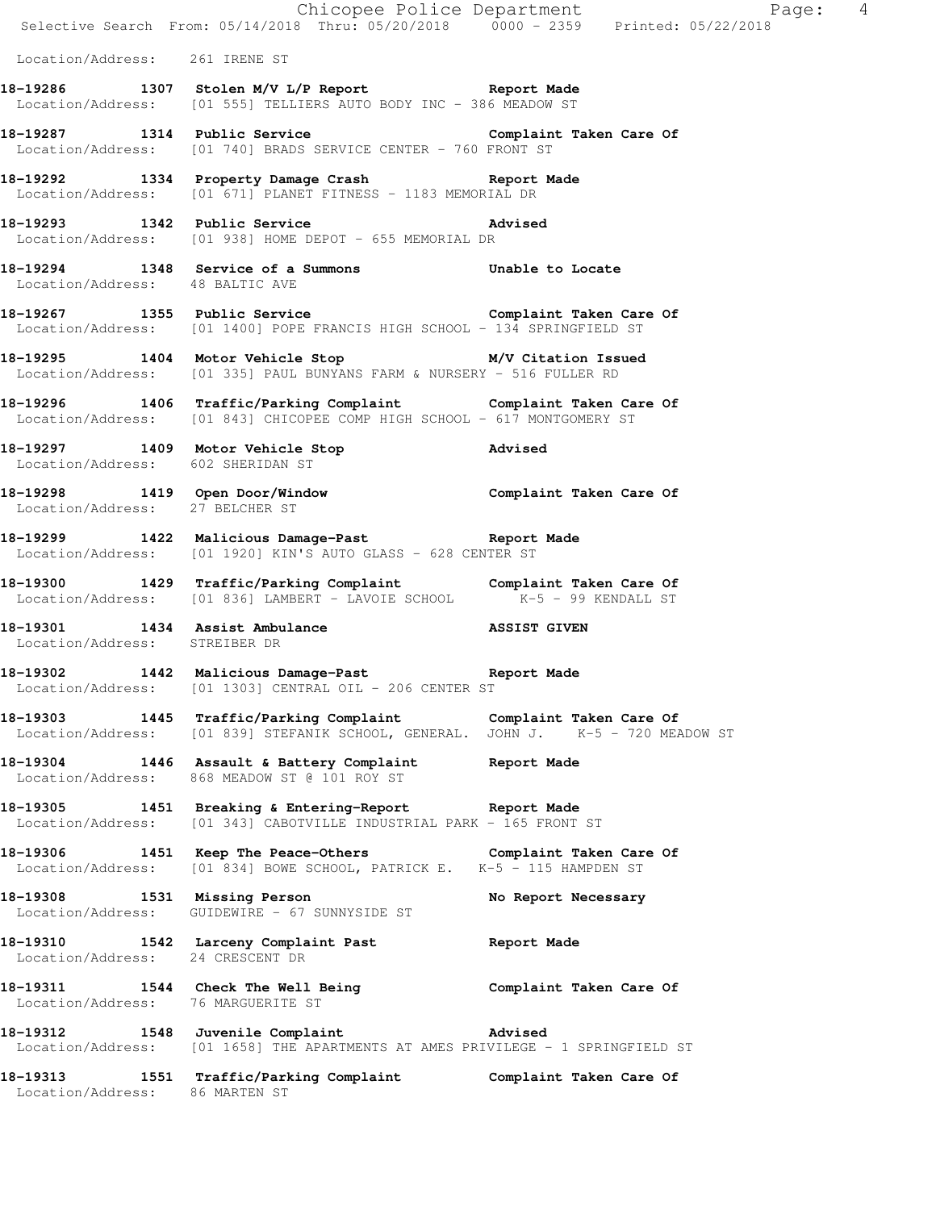Location/Address: 261 IRENE ST

**18-19286 1307 Stolen M/V L/P Report Report Made**
Location/Address: [01 555] TELLIERS AUTO BODY INC - 386 MEADOW ST

**18-19287 1314 Public Service Complaint Taken Care Of**
Location/Address: [01 740] BRADS SERVICE CENTER - 760 FRONT ST

**18-19292 1334 Property Damage Crash Report Made**
Location/Address: [01 671] PLANET FITNESS - 1183 MEMORIAL DR

**18-19293 1342 Public Service Advised**
Location/Address: [01 938] HOME DEPOT - 655 MEMORIAL DR

**18-19294 1348 Service of a Summons Unable to Locate**
Location/Address: 48 BALTIC AVE

**18-19267 1355 Public Service Complaint Taken Care Of**
Location/Address: [01 1400] POPE FRANCIS HIGH SCHOOL - 134 SPRINGFIELD ST

**18-19295 1404 Motor Vehicle Stop M/V Citation Issued**
Location/Address: [01 335] PAUL BUNYANS FARM & NURSERY - 516 FULLER RD

**18-19296 1406 Traffic/Parking Complaint Complaint Taken Care Of**
Location/Address: [01 843] CHICOPEE COMP HIGH SCHOOL - 617 MONTGOMERY ST

**18-19297 1409 Motor Vehicle Stop Advised**
Location/Address: 602 SHERIDAN ST

**18-19298 1419 Open Door/Window Complaint Taken Care Of**
Location/Address: 27 BELCHER ST

**18-19299 1422 Malicious Damage-Past Report Made**
Location/Address: [01 1920] KIN'S AUTO GLASS - 628 CENTER ST

**18-19300 1429 Traffic/Parking Complaint Complaint Taken Care Of**
Location/Address: [01 836] LAMBERT - LAVOIE SCHOOL K-5 - 99 KENDALL ST

**18-19301 1434 Assist Ambulance ASSIST GIVEN**
Location/Address: STREIBER DR

**18-19302 1442 Malicious Damage-Past Report Made**
Location/Address: [01 1303] CENTRAL OIL - 206 CENTER ST

**18-19303 1445 Traffic/Parking Complaint Complaint Taken Care Of**
Location/Address: [01 839] STEFANIK SCHOOL, GENERAL. JOHN J. K-5 - 720 MEADOW ST

**18-19304 1446 Assault & Battery Complaint Report Made**
Location/Address: 868 MEADOW ST @ 101 ROY ST

**18-19305 1451 Breaking & Entering-Report Report Made**
Location/Address: [01 343] CABOTVILLE INDUSTRIAL PARK - 165 FRONT ST

**18-19306 1451 Keep The Peace-Others Complaint Taken Care Of**
Location/Address: [01 834] BOWE SCHOOL, PATRICK E. K-5 - 115 HAMPDEN ST

**18-19308 1531 Missing Person No Report Necessary**
Location/Address: GUIDEWIRE - 67 SUNNYSIDE ST

**18-19310 1542 Larceny Complaint Past Report Made**
Location/Address: 24 CRESCENT DR

**18-19311 1544 Check The Well Being Complaint Taken Care Of**
Location/Address: 76 MARGUERITE ST

**18-19312 1548 Juvenile Complaint Advised**
Location/Address: [01 1658] THE APARTMENTS AT AMES PRIVILEGE - 1 SPRINGFIELD ST

**18-19313 1551 Traffic/Parking Complaint Complaint Taken Care Of**
Location/Address: 86 MARTEN ST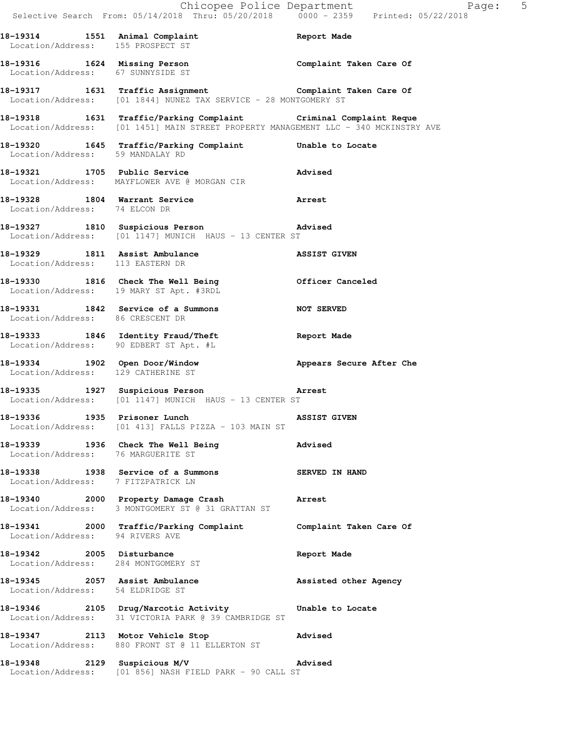**18-19314 1551 Animal Complaint** — **Report Made**
Location/Address: 155 PROSPECT ST

**18-19316 1624 Missing Person** — **Complaint Taken Care Of**
Location/Address: 67 SUNNYSIDE ST

**18-19317 1631 Traffic Assignment** — **Complaint Taken Care Of**
Location/Address: [01 1844] NUNEZ TAX SERVICE - 28 MONTGOMERY ST

**18-19318 1631 Traffic/Parking Complaint** — **Criminal Complaint Reque**
Location/Address: [01 1451] MAIN STREET PROPERTY MANAGEMENT LLC - 340 MCKINSTRY AVE

**18-19320 1645 Traffic/Parking Complaint** — **Unable to Locate**
Location/Address: 59 MANDALAY RD

**18-19321 1705 Public Service** — **Advised**
Location/Address: MAYFLOWER AVE @ MORGAN CIR

**18-19328 1804 Warrant Service** — **Arrest**
Location/Address: 74 ELCON DR

**18-19327 1810 Suspicious Person** — **Advised**
Location/Address: [01 1147] MUNICH HAUS - 13 CENTER ST

**18-19329 1811 Assist Ambulance** — **ASSIST GIVEN**
Location/Address: 113 EASTERN DR

**18-19330 1816 Check The Well Being** — **Officer Canceled**
Location/Address: 19 MARY ST Apt. #3RDL

**18-19331 1842 Service of a Summons** — **NOT SERVED**
Location/Address: 86 CRESCENT DR

**18-19333 1846 Identity Fraud/Theft** — **Report Made**
Location/Address: 90 EDBERT ST Apt. #L

**18-19334 1902 Open Door/Window** — **Appears Secure After Che**
Location/Address: 129 CATHERINE ST

**18-19335 1927 Suspicious Person** — **Arrest**
Location/Address: [01 1147] MUNICH HAUS - 13 CENTER ST

**18-19336 1935 Prisoner Lunch** — **ASSIST GIVEN**
Location/Address: [01 413] FALLS PIZZA - 103 MAIN ST

**18-19339 1936 Check The Well Being** — **Advised**
Location/Address: 76 MARGUERITE ST

**18-19338 1938 Service of a Summons** — **SERVED IN HAND**
Location/Address: 7 FITZPATRICK LN

**18-19340 2000 Property Damage Crash** — **Arrest**
Location/Address: 3 MONTGOMERY ST @ 31 GRATTAN ST

**18-19341 2000 Traffic/Parking Complaint** — **Complaint Taken Care Of**
Location/Address: 94 RIVERS AVE

**18-19342 2005 Disturbance** — **Report Made**
Location/Address: 284 MONTGOMERY ST

**18-19345 2057 Assist Ambulance** — **Assisted other Agency**
Location/Address: 54 ELDRIDGE ST

**18-19346 2105 Drug/Narcotic Activity** — **Unable to Locate**
Location/Address: 31 VICTORIA PARK @ 39 CAMBRIDGE ST

**18-19347 2113 Motor Vehicle Stop** — **Advised**
Location/Address: 880 FRONT ST @ 11 ELLERTON ST

**18-19348 2129 Suspicious M/V** — **Advised**
Location/Address: [01 856] NASH FIELD PARK - 90 CALL ST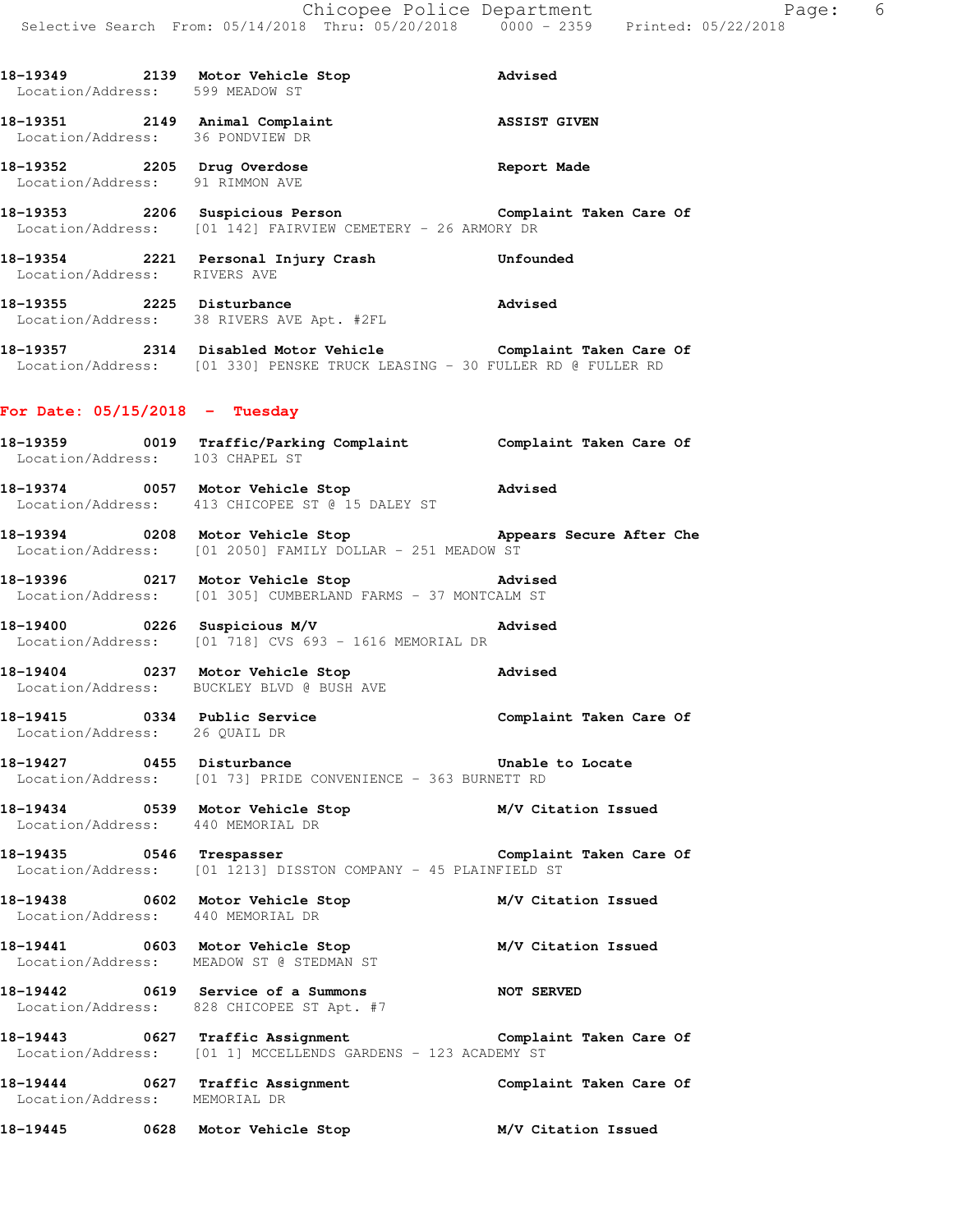**18-19349 2139 Motor Vehicle Stop** **Advised**
Location/Address: 599 MEADOW ST

**18-19351 2149 Animal Complaint** **ASSIST GIVEN**
Location/Address: 36 PONDVIEW DR

**18-19352 2205 Drug Overdose** **Report Made**
Location/Address: 91 RIMMON AVE

**18-19353 2206 Suspicious Person** **Complaint Taken Care Of**
Location/Address: [01 142] FAIRVIEW CEMETERY - 26 ARMORY DR

**18-19354 2221 Personal Injury Crash** **Unfounded**
Location/Address: RIVERS AVE

**18-19355 2225 Disturbance** **Advised**
Location/Address: 38 RIVERS AVE Apt. #2FL

**18-19357 2314 Disabled Motor Vehicle** **Complaint Taken Care Of**
Location/Address: [01 330] PENSKE TRUCK LEASING - 30 FULLER RD @ FULLER RD

## For Date: 05/15/2018 - Tuesday

**18-19359 0019 Traffic/Parking Complaint** **Complaint Taken Care Of**
Location/Address: 103 CHAPEL ST

**18-19374 0057 Motor Vehicle Stop** **Advised**
Location/Address: 413 CHICOPEE ST @ 15 DALEY ST

**18-19394 0208 Motor Vehicle Stop** **Appears Secure After Che**
Location/Address: [01 2050] FAMILY DOLLAR - 251 MEADOW ST

**18-19396 0217 Motor Vehicle Stop** **Advised**
Location/Address: [01 305] CUMBERLAND FARMS - 37 MONTCALM ST

**18-19400 0226 Suspicious M/V** **Advised**
Location/Address: [01 718] CVS 693 - 1616 MEMORIAL DR

**18-19404 0237 Motor Vehicle Stop** **Advised**
Location/Address: BUCKLEY BLVD @ BUSH AVE

**18-19415 0334 Public Service** **Complaint Taken Care Of**
Location/Address: 26 QUAIL DR

**18-19427 0455 Disturbance** **Unable to Locate**
Location/Address: [01 73] PRIDE CONVENIENCE - 363 BURNETT RD

**18-19434 0539 Motor Vehicle Stop** **M/V Citation Issued**
Location/Address: 440 MEMORIAL DR

**18-19435 0546 Trespasser** **Complaint Taken Care Of**
Location/Address: [01 1213] DISSTON COMPANY - 45 PLAINFIELD ST

**18-19438 0602 Motor Vehicle Stop** **M/V Citation Issued**
Location/Address: 440 MEMORIAL DR

**18-19441 0603 Motor Vehicle Stop** **M/V Citation Issued**
Location/Address: MEADOW ST @ STEDMAN ST

**18-19442 0619 Service of a Summons** **NOT SERVED**
Location/Address: 828 CHICOPEE ST Apt. #7

**18-19443 0627 Traffic Assignment** **Complaint Taken Care Of**
Location/Address: [01 1] MCCELLENDS GARDENS - 123 ACADEMY ST

**18-19444 0627 Traffic Assignment** **Complaint Taken Care Of**
Location/Address: MEMORIAL DR

**18-19445 0628 Motor Vehicle Stop** **M/V Citation Issued**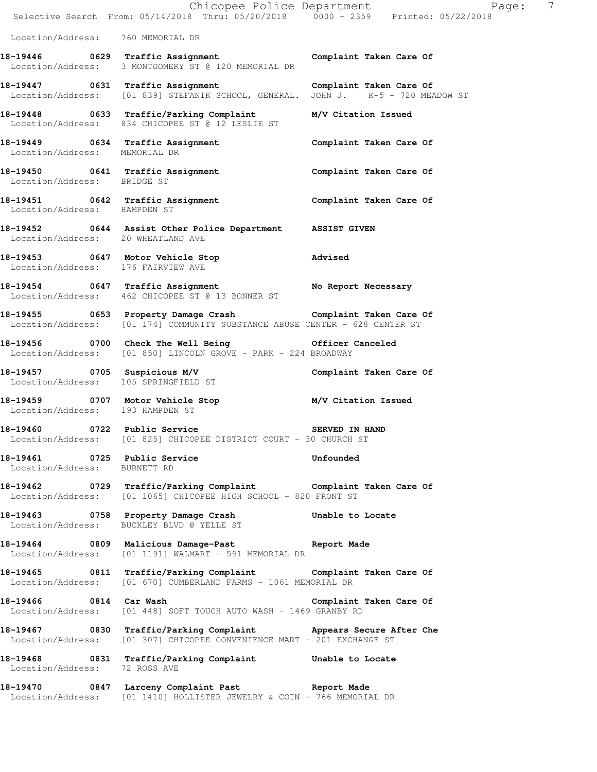Location/Address: 760 MEMORIAL DR

**18-19446 0629 Traffic Assignment** **Complaint Taken Care Of**
Location/Address: 3 MONTGOMERY ST @ 120 MEMORIAL DR

**18-19447 0631 Traffic Assignment** **Complaint Taken Care Of**
Location/Address: [01 839] STEFANIK SCHOOL, GENERAL. JOHN J. K-5 - 720 MEADOW ST

**18-19448 0633 Traffic/Parking Complaint** **M/V Citation Issued**
Location/Address: 834 CHICOPEE ST @ 12 LESLIE ST

**18-19449 0634 Traffic Assignment** **Complaint Taken Care Of**
Location/Address: MEMORIAL DR

**18-19450 0641 Traffic Assignment** **Complaint Taken Care Of**
Location/Address: BRIDGE ST

**18-19451 0642 Traffic Assignment** **Complaint Taken Care Of**
Location/Address: HAMPDEN ST

**18-19452 0644 Assist Other Police Department** **ASSIST GIVEN**
Location/Address: 20 WHEATLAND AVE

**18-19453 0647 Motor Vehicle Stop** **Advised**
Location/Address: 176 FAIRVIEW AVE

**18-19454 0647 Traffic Assignment** **No Report Necessary**
Location/Address: 462 CHICOPEE ST @ 13 BONNER ST

**18-19455 0653 Property Damage Crash** **Complaint Taken Care Of**
Location/Address: [01 174] COMMUNITY SUBSTANCE ABUSE CENTER - 628 CENTER ST

**18-19456 0700 Check The Well Being** **Officer Canceled**
Location/Address: [01 850] LINCOLN GROVE - PARK - 224 BROADWAY

**18-19457 0705 Suspicious M/V** **Complaint Taken Care Of**
Location/Address: 105 SPRINGFIELD ST

**18-19459 0707 Motor Vehicle Stop** **M/V Citation Issued**
Location/Address: 193 HAMPDEN ST

**18-19460 0722 Public Service** **SERVED IN HAND**
Location/Address: [01 825] CHICOPEE DISTRICT COURT - 30 CHURCH ST

**18-19461 0725 Public Service** **Unfounded**
Location/Address: BURNETT RD

**18-19462 0729 Traffic/Parking Complaint** **Complaint Taken Care Of**
Location/Address: [01 1065] CHICOPEE HIGH SCHOOL - 820 FRONT ST

**18-19463 0758 Property Damage Crash** **Unable to Locate**
Location/Address: BUCKLEY BLVD @ YELLE ST

**18-19464 0809 Malicious Damage-Past** **Report Made**
Location/Address: [01 1191] WALMART - 591 MEMORIAL DR

**18-19465 0811 Traffic/Parking Complaint** **Complaint Taken Care Of**
Location/Address: [01 670] CUMBERLAND FARMS - 1061 MEMORIAL DR

**18-19466 0814 Car Wash** **Complaint Taken Care Of**
Location/Address: [01 448] SOFT TOUCH AUTO WASH - 1469 GRANBY RD

**18-19467 0830 Traffic/Parking Complaint** **Appears Secure After Che**
Location/Address: [01 307] CHICOPEE CONVENIENCE MART - 201 EXCHANGE ST

**18-19468 0831 Traffic/Parking Complaint** **Unable to Locate**
Location/Address: 72 ROSS AVE

**18-19470 0847 Larceny Complaint Past** **Report Made**
Location/Address: [01 1410] HOLLISTER JEWELRY & COIN - 766 MEMORIAL DR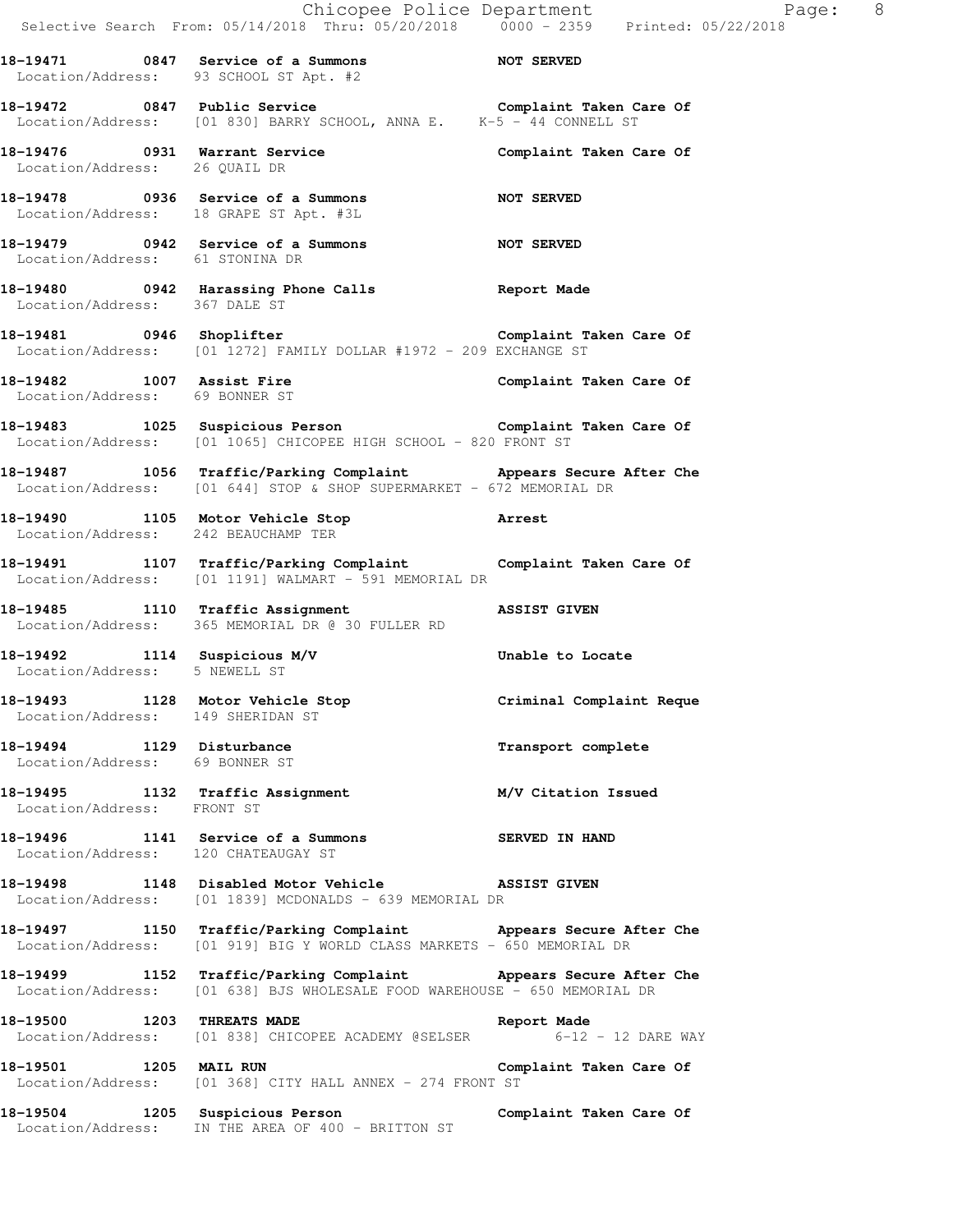**18-19471 0847 Service of a Summons NOT SERVED**
Location/Address: 93 SCHOOL ST Apt. #2

**18-19472 0847 Public Service Complaint Taken Care Of**
Location/Address: [01 830] BARRY SCHOOL, ANNA E. K-5 - 44 CONNELL ST

**18-19476 0931 Warrant Service Complaint Taken Care Of**
Location/Address: 26 QUAIL DR

**18-19478 0936 Service of a Summons NOT SERVED**
Location/Address: 18 GRAPE ST Apt. #3L

**18-19479 0942 Service of a Summons NOT SERVED**
Location/Address: 61 STONINA DR

**18-19480 0942 Harassing Phone Calls Report Made**
Location/Address: 367 DALE ST

**18-19481 0946 Shoplifter Complaint Taken Care Of**
Location/Address: [01 1272] FAMILY DOLLAR #1972 - 209 EXCHANGE ST

**18-19482 1007 Assist Fire Complaint Taken Care Of**
Location/Address: 69 BONNER ST

**18-19483 1025 Suspicious Person Complaint Taken Care Of**
Location/Address: [01 1065] CHICOPEE HIGH SCHOOL - 820 FRONT ST

**18-19487 1056 Traffic/Parking Complaint Appears Secure After Che**
Location/Address: [01 644] STOP & SHOP SUPERMARKET - 672 MEMORIAL DR

**18-19490 1105 Motor Vehicle Stop Arrest**
Location/Address: 242 BEAUCHAMP TER

**18-19491 1107 Traffic/Parking Complaint Complaint Taken Care Of**
Location/Address: [01 1191] WALMART - 591 MEMORIAL DR

**18-19485 1110 Traffic Assignment ASSIST GIVEN**
Location/Address: 365 MEMORIAL DR @ 30 FULLER RD

**18-19492 1114 Suspicious M/V Unable to Locate**
Location/Address: 5 NEWELL ST

**18-19493 1128 Motor Vehicle Stop Criminal Complaint Reque**
Location/Address: 149 SHERIDAN ST

**18-19494 1129 Disturbance Transport complete**
Location/Address: 69 BONNER ST

**18-19495 1132 Traffic Assignment M/V Citation Issued**
Location/Address: FRONT ST

**18-19496 1141 Service of a Summons SERVED IN HAND**
Location/Address: 120 CHATEAUGAY ST

**18-19498 1148 Disabled Motor Vehicle ASSIST GIVEN**
Location/Address: [01 1839] MCDONALDS - 639 MEMORIAL DR

**18-19497 1150 Traffic/Parking Complaint Appears Secure After Che**
Location/Address: [01 919] BIG Y WORLD CLASS MARKETS - 650 MEMORIAL DR

**18-19499 1152 Traffic/Parking Complaint Appears Secure After Che**
Location/Address: [01 638] BJS WHOLESALE FOOD WAREHOUSE - 650 MEMORIAL DR

**18-19500 1203 THREATS MADE Report Made**
Location/Address: [01 838] CHICOPEE ACADEMY @SELSER 6-12 - 12 DARE WAY

**18-19501 1205 MAIL RUN Complaint Taken Care Of**
Location/Address: [01 368] CITY HALL ANNEX - 274 FRONT ST

**18-19504 1205 Suspicious Person Complaint Taken Care Of**
Location/Address: IN THE AREA OF 400 - BRITTON ST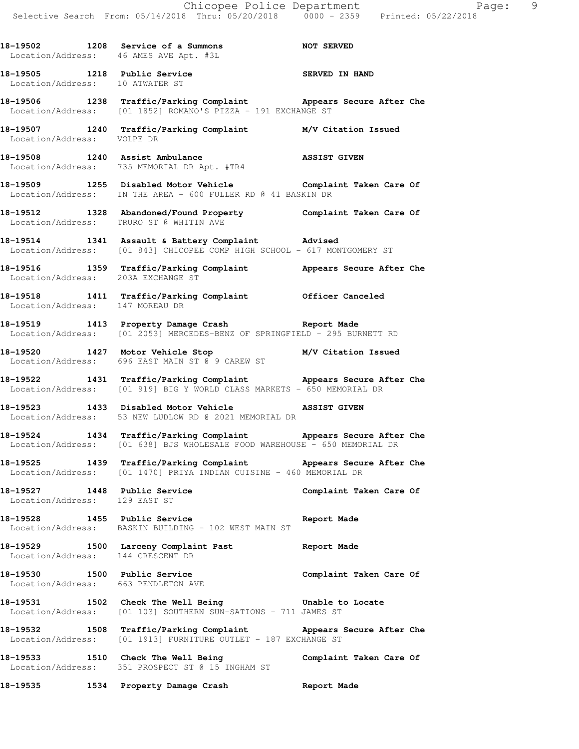**18-19502 1208 Service of a Summons NOT SERVED**
Location/Address: 46 AMES AVE Apt. #3L

**18-19505 1218 Public Service SERVED IN HAND**
Location/Address: 10 ATWATER ST

**18-19506 1238 Traffic/Parking Complaint Appears Secure After Che**
Location/Address: [01 1852] ROMANO'S PIZZA - 191 EXCHANGE ST

**18-19507 1240 Traffic/Parking Complaint M/V Citation Issued**
Location/Address: VOLPE DR

**18-19508 1240 Assist Ambulance ASSIST GIVEN**
Location/Address: 735 MEMORIAL DR Apt. #TR4

**18-19509 1255 Disabled Motor Vehicle Complaint Taken Care Of**
Location/Address: IN THE AREA - 600 FULLER RD @ 41 BASKIN DR

**18-19512 1328 Abandoned/Found Property Complaint Taken Care Of**
Location/Address: TRURO ST @ WHITIN AVE

**18-19514 1341 Assault & Battery Complaint Advised**
Location/Address: [01 843] CHICOPEE COMP HIGH SCHOOL - 617 MONTGOMERY ST

**18-19516 1359 Traffic/Parking Complaint Appears Secure After Che**
Location/Address: 203A EXCHANGE ST

**18-19518 1411 Traffic/Parking Complaint Officer Canceled**
Location/Address: 147 MOREAU DR

**18-19519 1413 Property Damage Crash Report Made**
Location/Address: [01 2053] MERCEDES-BENZ OF SPRINGFIELD - 295 BURNETT RD

**18-19520 1427 Motor Vehicle Stop M/V Citation Issued**
Location/Address: 696 EAST MAIN ST @ 9 CAREW ST

**18-19522 1431 Traffic/Parking Complaint Appears Secure After Che**
Location/Address: [01 919] BIG Y WORLD CLASS MARKETS - 650 MEMORIAL DR

**18-19523 1433 Disabled Motor Vehicle ASSIST GIVEN**
Location/Address: 53 NEW LUDLOW RD @ 2021 MEMORIAL DR

**18-19524 1434 Traffic/Parking Complaint Appears Secure After Che**
Location/Address: [01 638] BJS WHOLESALE FOOD WAREHOUSE - 650 MEMORIAL DR

**18-19525 1439 Traffic/Parking Complaint Appears Secure After Che**
Location/Address: [01 1470] PRIYA INDIAN CUISINE - 460 MEMORIAL DR

**18-19527 1448 Public Service Complaint Taken Care Of**
Location/Address: 129 EAST ST

**18-19528 1455 Public Service Report Made**
Location/Address: BASKIN BUILDING - 102 WEST MAIN ST

**18-19529 1500 Larceny Complaint Past Report Made**
Location/Address: 144 CRESCENT DR

**18-19530 1500 Public Service Complaint Taken Care Of**
Location/Address: 663 PENDLETON AVE

**18-19531 1502 Check The Well Being Unable to Locate**
Location/Address: [01 103] SOUTHERN SUN-SATIONS - 711 JAMES ST

**18-19532 1508 Traffic/Parking Complaint Appears Secure After Che**
Location/Address: [01 1913] FURNITURE OUTLET - 187 EXCHANGE ST

**18-19533 1510 Check The Well Being Complaint Taken Care Of**
Location/Address: 351 PROSPECT ST @ 15 INGHAM ST

**18-19535 1534 Property Damage Crash Report Made**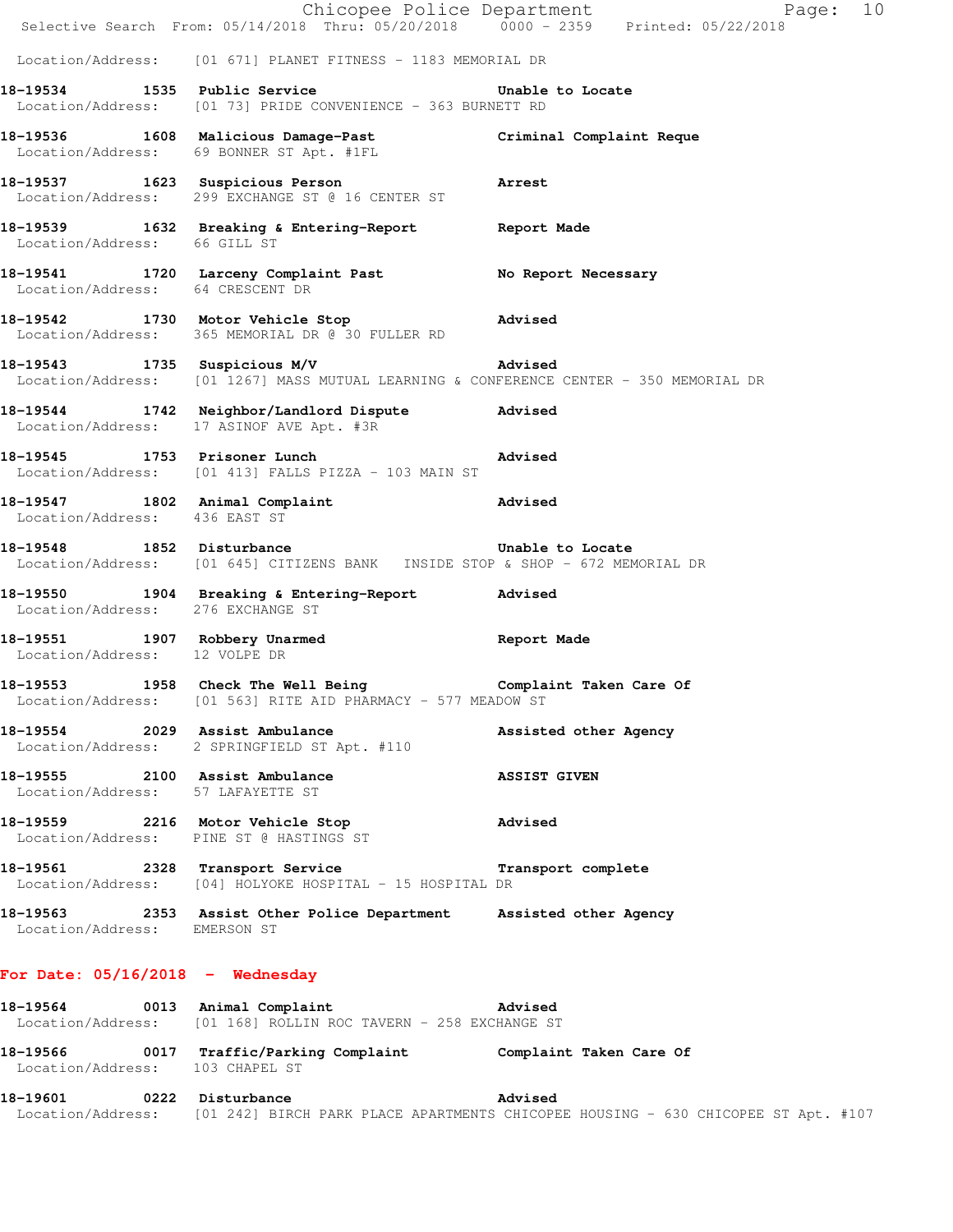Location/Address: [01 671] PLANET FITNESS - 1183 MEMORIAL DR

**18-19534 1535 Public Service** — **Unable to Locate**
Location/Address: [01 73] PRIDE CONVENIENCE - 363 BURNETT RD

**18-19536 1608 Malicious Damage-Past** — **Criminal Complaint Reque**
Location/Address: 69 BONNER ST Apt. #1FL

**18-19537 1623 Suspicious Person** — **Arrest**
Location/Address: 299 EXCHANGE ST @ 16 CENTER ST

**18-19539 1632 Breaking & Entering-Report** — **Report Made**
Location/Address: 66 GILL ST

**18-19541 1720 Larceny Complaint Past** — **No Report Necessary**
Location/Address: 64 CRESCENT DR

**18-19542 1730 Motor Vehicle Stop** — **Advised**
Location/Address: 365 MEMORIAL DR @ 30 FULLER RD

**18-19543 1735 Suspicious M/V** — **Advised**
Location/Address: [01 1267] MASS MUTUAL LEARNING & CONFERENCE CENTER - 350 MEMORIAL DR

**18-19544 1742 Neighbor/Landlord Dispute** — **Advised**
Location/Address: 17 ASINOF AVE Apt. #3R

**18-19545 1753 Prisoner Lunch** — **Advised**
Location/Address: [01 413] FALLS PIZZA - 103 MAIN ST

**18-19547 1802 Animal Complaint** — **Advised**
Location/Address: 436 EAST ST

**18-19548 1852 Disturbance** — **Unable to Locate**
Location/Address: [01 645] CITIZENS BANK INSIDE STOP & SHOP - 672 MEMORIAL DR

**18-19550 1904 Breaking & Entering-Report** — **Advised**
Location/Address: 276 EXCHANGE ST

**18-19551 1907 Robbery Unarmed** — **Report Made**
Location/Address: 12 VOLPE DR

**18-19553 1958 Check The Well Being** — **Complaint Taken Care Of**
Location/Address: [01 563] RITE AID PHARMACY - 577 MEADOW ST

**18-19554 2029 Assist Ambulance** — **Assisted other Agency**
Location/Address: 2 SPRINGFIELD ST Apt. #110

**18-19555 2100 Assist Ambulance** — **ASSIST GIVEN**
Location/Address: 57 LAFAYETTE ST

**18-19559 2216 Motor Vehicle Stop** — **Advised**
Location/Address: PINE ST @ HASTINGS ST

**18-19561 2328 Transport Service** — **Transport complete**
Location/Address: [04] HOLYOKE HOSPITAL - 15 HOSPITAL DR

**18-19563 2353 Assist Other Police Department** — **Assisted other Agency**
Location/Address: EMERSON ST

## For Date: 05/16/2018 - Wednesday

**18-19564 0013 Animal Complaint** — **Advised**
Location/Address: [01 168] ROLLIN ROC TAVERN - 258 EXCHANGE ST

**18-19566 0017 Traffic/Parking Complaint** — **Complaint Taken Care Of**
Location/Address: 103 CHAPEL ST

**18-19601 0222 Disturbance** — **Advised**
Location/Address: [01 242] BIRCH PARK PLACE APARTMENTS CHICOPEE HOUSING - 630 CHICOPEE ST Apt. #107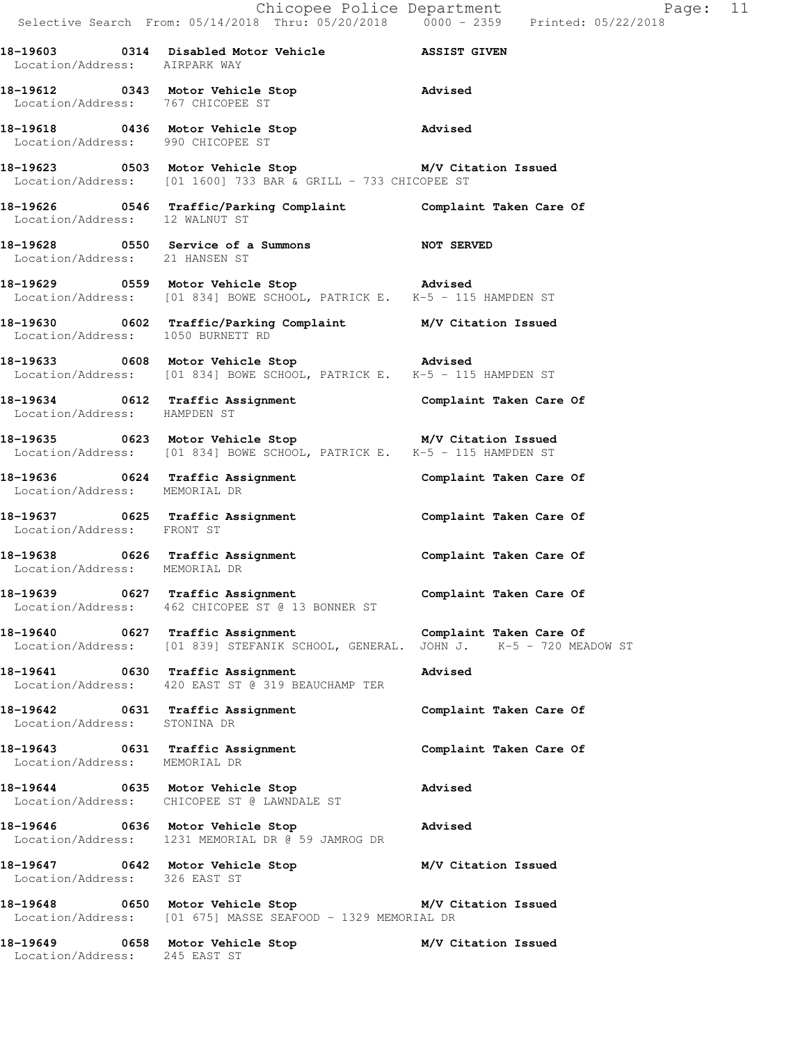**18-19603 0314 Disabled Motor Vehicle ASSIST GIVEN**
Location/Address: AIRPARK WAY

**18-19612 0343 Motor Vehicle Stop Advised**
Location/Address: 767 CHICOPEE ST

**18-19618 0436 Motor Vehicle Stop Advised**
Location/Address: 990 CHICOPEE ST

**18-19623 0503 Motor Vehicle Stop M/V Citation Issued**
Location/Address: [01 1600] 733 BAR & GRILL - 733 CHICOPEE ST

**18-19626 0546 Traffic/Parking Complaint Complaint Taken Care Of**
Location/Address: 12 WALNUT ST

**18-19628 0550 Service of a Summons NOT SERVED**
Location/Address: 21 HANSEN ST

**18-19629 0559 Motor Vehicle Stop Advised**
Location/Address: [01 834] BOWE SCHOOL, PATRICK E. K-5 - 115 HAMPDEN ST

**18-19630 0602 Traffic/Parking Complaint M/V Citation Issued**
Location/Address: 1050 BURNETT RD

**18-19633 0608 Motor Vehicle Stop Advised**
Location/Address: [01 834] BOWE SCHOOL, PATRICK E. K-5 - 115 HAMPDEN ST

**18-19634 0612 Traffic Assignment Complaint Taken Care Of**
Location/Address: HAMPDEN ST

**18-19635 0623 Motor Vehicle Stop M/V Citation Issued**
Location/Address: [01 834] BOWE SCHOOL, PATRICK E. K-5 - 115 HAMPDEN ST

**18-19636 0624 Traffic Assignment Complaint Taken Care Of**
Location/Address: MEMORIAL DR

**18-19637 0625 Traffic Assignment Complaint Taken Care Of**
Location/Address: FRONT ST

**18-19638 0626 Traffic Assignment Complaint Taken Care Of**
Location/Address: MEMORIAL DR

**18-19639 0627 Traffic Assignment Complaint Taken Care Of**
Location/Address: 462 CHICOPEE ST @ 13 BONNER ST

**18-19640 0627 Traffic Assignment Complaint Taken Care Of**
Location/Address: [01 839] STEFANIK SCHOOL, GENERAL. JOHN J. K-5 - 720 MEADOW ST

**18-19641 0630 Traffic Assignment Advised**
Location/Address: 420 EAST ST @ 319 BEAUCHAMP TER

**18-19642 0631 Traffic Assignment Complaint Taken Care Of**
Location/Address: STONINA DR

**18-19643 0631 Traffic Assignment Complaint Taken Care Of**
Location/Address: MEMORIAL DR

**18-19644 0635 Motor Vehicle Stop Advised**
Location/Address: CHICOPEE ST @ LAWNDALE ST

**18-19646 0636 Motor Vehicle Stop Advised**
Location/Address: 1231 MEMORIAL DR @ 59 JAMROG DR

**18-19647 0642 Motor Vehicle Stop M/V Citation Issued**
Location/Address: 326 EAST ST

**18-19648 0650 Motor Vehicle Stop M/V Citation Issued**
Location/Address: [01 675] MASSE SEAFOOD - 1329 MEMORIAL DR

**18-19649 0658 Motor Vehicle Stop M/V Citation Issued**
Location/Address: 245 EAST ST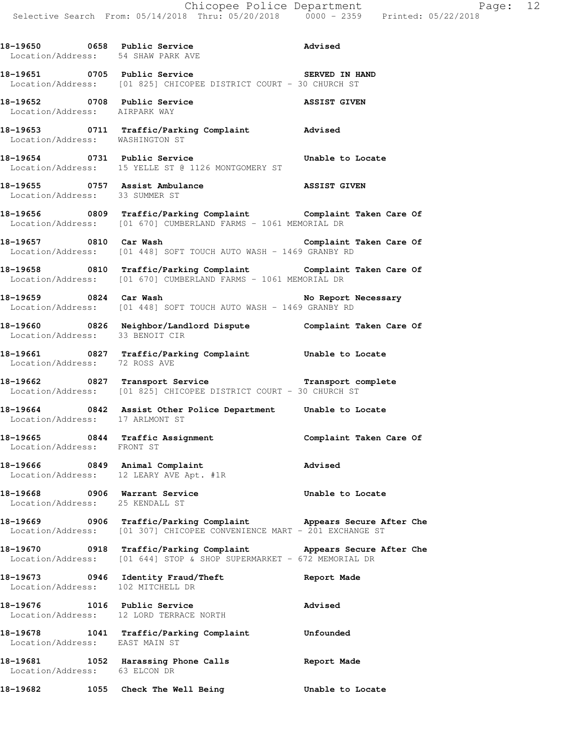**18-19650 0658 Public Service** **Advised**
Location/Address: 54 SHAW PARK AVE

**18-19651 0705 Public Service** **SERVED IN HAND**
Location/Address: [01 825] CHICOPEE DISTRICT COURT - 30 CHURCH ST

**18-19652 0708 Public Service** **ASSIST GIVEN**
Location/Address: AIRPARK WAY

**18-19653 0711 Traffic/Parking Complaint** **Advised**
Location/Address: WASHINGTON ST

**18-19654 0731 Public Service** **Unable to Locate**
Location/Address: 15 YELLE ST @ 1126 MONTGOMERY ST

**18-19655 0757 Assist Ambulance** **ASSIST GIVEN**
Location/Address: 33 SUMMER ST

**18-19656 0809 Traffic/Parking Complaint** **Complaint Taken Care Of**
Location/Address: [01 670] CUMBERLAND FARMS - 1061 MEMORIAL DR

**18-19657 0810 Car Wash** **Complaint Taken Care Of**
Location/Address: [01 448] SOFT TOUCH AUTO WASH - 1469 GRANBY RD

**18-19658 0810 Traffic/Parking Complaint** **Complaint Taken Care Of**
Location/Address: [01 670] CUMBERLAND FARMS - 1061 MEMORIAL DR

**18-19659 0824 Car Wash** **No Report Necessary**
Location/Address: [01 448] SOFT TOUCH AUTO WASH - 1469 GRANBY RD

**18-19660 0826 Neighbor/Landlord Dispute** **Complaint Taken Care Of**
Location/Address: 33 BENOIT CIR

**18-19661 0827 Traffic/Parking Complaint** **Unable to Locate**
Location/Address: 72 ROSS AVE

**18-19662 0827 Transport Service** **Transport complete**
Location/Address: [01 825] CHICOPEE DISTRICT COURT - 30 CHURCH ST

**18-19664 0842 Assist Other Police Department** **Unable to Locate**
Location/Address: 17 ARLMONT ST

**18-19665 0844 Traffic Assignment** **Complaint Taken Care Of**
Location/Address: FRONT ST

**18-19666 0849 Animal Complaint** **Advised**
Location/Address: 12 LEARY AVE Apt. #1R

**18-19668 0906 Warrant Service** **Unable to Locate**
Location/Address: 25 KENDALL ST

**18-19669 0906 Traffic/Parking Complaint** **Appears Secure After Che**
Location/Address: [01 307] CHICOPEE CONVENIENCE MART - 201 EXCHANGE ST

**18-19670 0918 Traffic/Parking Complaint** **Appears Secure After Che**
Location/Address: [01 644] STOP & SHOP SUPERMARKET - 672 MEMORIAL DR

**18-19673 0946 Identity Fraud/Theft** **Report Made**
Location/Address: 102 MITCHELL DR

**18-19676 1016 Public Service** **Advised**
Location/Address: 12 LORD TERRACE NORTH

**18-19678 1041 Traffic/Parking Complaint** **Unfounded**
Location/Address: EAST MAIN ST

**18-19681 1052 Harassing Phone Calls** **Report Made**
Location/Address: 63 ELCON DR

**18-19682 1055 Check The Well Being** **Unable to Locate**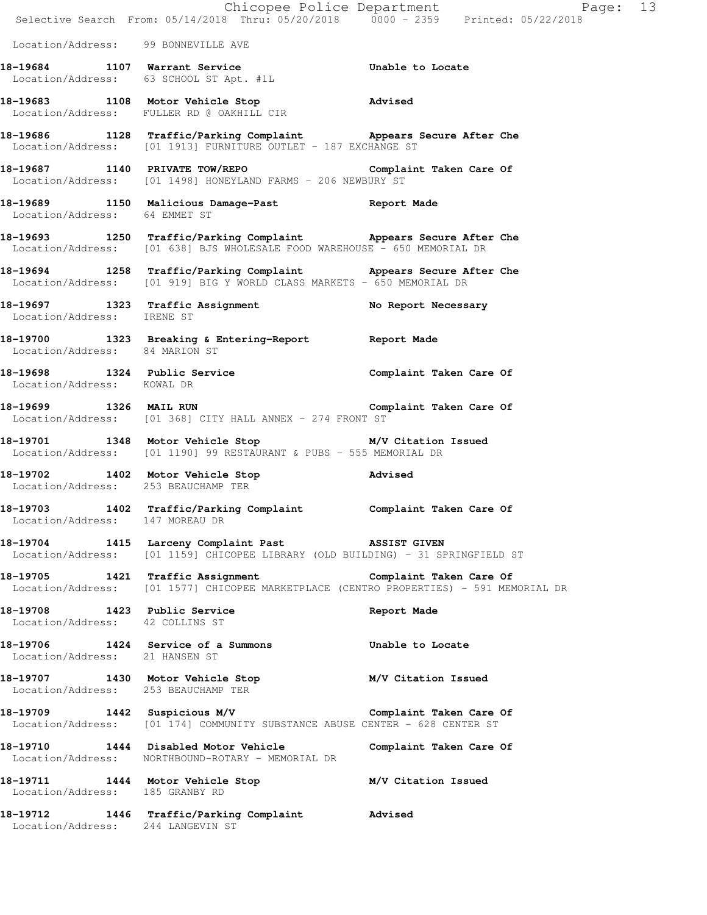Location/Address: 99 BONNEVILLE AVE

**18-19684 1107 Warrant Service** Unable to Locate
Location/Address: 63 SCHOOL ST Apt. #1L

**18-19683 1108 Motor Vehicle Stop** Advised
Location/Address: FULLER RD @ OAKHILL CIR

**18-19686 1128 Traffic/Parking Complaint** Appears Secure After Che
Location/Address: [01 1913] FURNITURE OUTLET - 187 EXCHANGE ST

**18-19687 1140 PRIVATE TOW/REPO** Complaint Taken Care Of
Location/Address: [01 1498] HONEYLAND FARMS - 206 NEWBURY ST

**18-19689 1150 Malicious Damage-Past** Report Made
Location/Address: 64 EMMET ST

**18-19693 1250 Traffic/Parking Complaint** Appears Secure After Che
Location/Address: [01 638] BJS WHOLESALE FOOD WAREHOUSE - 650 MEMORIAL DR

**18-19694 1258 Traffic/Parking Complaint** Appears Secure After Che
Location/Address: [01 919] BIG Y WORLD CLASS MARKETS - 650 MEMORIAL DR

**18-19697 1323 Traffic Assignment** No Report Necessary
Location/Address: IRENE ST

**18-19700 1323 Breaking & Entering-Report** Report Made
Location/Address: 84 MARION ST

**18-19698 1324 Public Service** Complaint Taken Care Of
Location/Address: KOWAL DR

**18-19699 1326 MAIL RUN** Complaint Taken Care Of
Location/Address: [01 368] CITY HALL ANNEX - 274 FRONT ST

**18-19701 1348 Motor Vehicle Stop** M/V Citation Issued
Location/Address: [01 1190] 99 RESTAURANT & PUBS - 555 MEMORIAL DR

**18-19702 1402 Motor Vehicle Stop** Advised
Location/Address: 253 BEAUCHAMP TER

**18-19703 1402 Traffic/Parking Complaint** Complaint Taken Care Of
Location/Address: 147 MOREAU DR

**18-19704 1415 Larceny Complaint Past** ASSIST GIVEN
Location/Address: [01 1159] CHICOPEE LIBRARY (OLD BUILDING) - 31 SPRINGFIELD ST

**18-19705 1421 Traffic Assignment** Complaint Taken Care Of
Location/Address: [01 1577] CHICOPEE MARKETPLACE (CENTRO PROPERTIES) - 591 MEMORIAL DR

**18-19708 1423 Public Service** Report Made
Location/Address: 42 COLLINS ST

**18-19706 1424 Service of a Summons** Unable to Locate
Location/Address: 21 HANSEN ST

**18-19707 1430 Motor Vehicle Stop** M/V Citation Issued
Location/Address: 253 BEAUCHAMP TER

**18-19709 1442 Suspicious M/V** Complaint Taken Care Of
Location/Address: [01 174] COMMUNITY SUBSTANCE ABUSE CENTER - 628 CENTER ST

**18-19710 1444 Disabled Motor Vehicle** Complaint Taken Care Of
Location/Address: NORTHBOUND-ROTARY - MEMORIAL DR

**18-19711 1444 Motor Vehicle Stop** M/V Citation Issued
Location/Address: 185 GRANBY RD

**18-19712 1446 Traffic/Parking Complaint** Advised
Location/Address: 244 LANGEVIN ST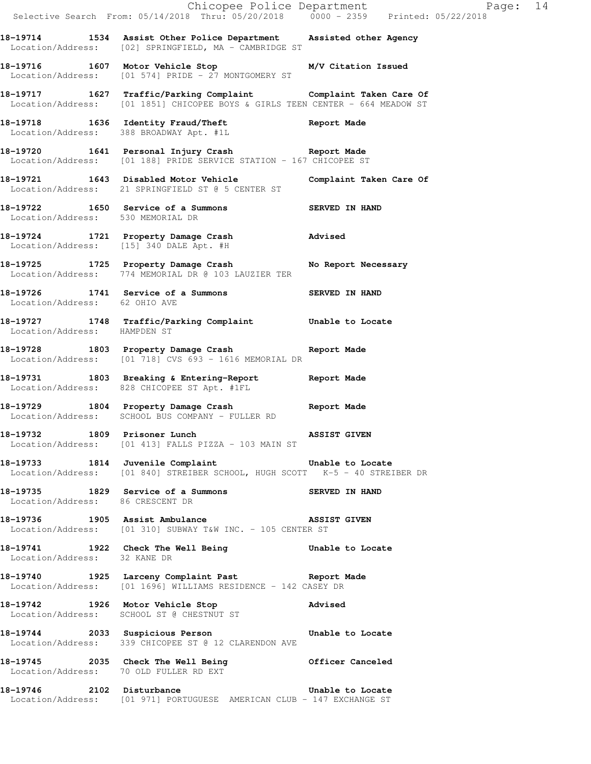18-19714 1534 Assist Other Police Department Assisted other Agency
Location/Address: [02] SPRINGFIELD, MA - CAMBRIDGE ST

18-19716 1607 Motor Vehicle Stop M/V Citation Issued
Location/Address: [01 574] PRIDE - 27 MONTGOMERY ST

18-19717 1627 Traffic/Parking Complaint Complaint Taken Care Of
Location/Address: [01 1851] CHICOPEE BOYS & GIRLS TEEN CENTER - 664 MEADOW ST

18-19718 1636 Identity Fraud/Theft Report Made
Location/Address: 388 BROADWAY Apt. #1L

18-19720 1641 Personal Injury Crash Report Made
Location/Address: [01 188] PRIDE SERVICE STATION - 167 CHICOPEE ST

18-19721 1643 Disabled Motor Vehicle Complaint Taken Care Of
Location/Address: 21 SPRINGFIELD ST @ 5 CENTER ST

18-19722 1650 Service of a Summons SERVED IN HAND
Location/Address: 530 MEMORIAL DR

18-19724 1721 Property Damage Crash Advised
Location/Address: [15] 340 DALE Apt. #H

18-19725 1725 Property Damage Crash No Report Necessary
Location/Address: 774 MEMORIAL DR @ 103 LAUZIER TER

18-19726 1741 Service of a Summons SERVED IN HAND
Location/Address: 62 OHIO AVE

18-19727 1748 Traffic/Parking Complaint Unable to Locate
Location/Address: HAMPDEN ST

18-19728 1803 Property Damage Crash Report Made
Location/Address: [01 718] CVS 693 - 1616 MEMORIAL DR

18-19731 1803 Breaking & Entering-Report Report Made
Location/Address: 828 CHICOPEE ST Apt. #1FL

18-19729 1804 Property Damage Crash Report Made
Location/Address: SCHOOL BUS COMPANY - FULLER RD

18-19732 1809 Prisoner Lunch ASSIST GIVEN
Location/Address: [01 413] FALLS PIZZA - 103 MAIN ST

18-19733 1814 Juvenile Complaint Unable to Locate
Location/Address: [01 840] STREIBER SCHOOL, HUGH SCOTT K-5 - 40 STREIBER DR

18-19735 1829 Service of a Summons SERVED IN HAND
Location/Address: 86 CRESCENT DR

18-19736 1905 Assist Ambulance ASSIST GIVEN
Location/Address: [01 310] SUBWAY T&W INC. - 105 CENTER ST

18-19741 1922 Check The Well Being Unable to Locate
Location/Address: 32 KANE DR

18-19740 1925 Larceny Complaint Past Report Made
Location/Address: [01 1696] WILLIAMS RESIDENCE - 142 CASEY DR

18-19742 1926 Motor Vehicle Stop Advised
Location/Address: SCHOOL ST @ CHESTNUT ST

18-19744 2033 Suspicious Person Unable to Locate
Location/Address: 339 CHICOPEE ST @ 12 CLARENDON AVE

18-19745 2035 Check The Well Being Officer Canceled
Location/Address: 70 OLD FULLER RD EXT

18-19746 2102 Disturbance Unable to Locate
Location/Address: [01 971] PORTUGUESE AMERICAN CLUB - 147 EXCHANGE ST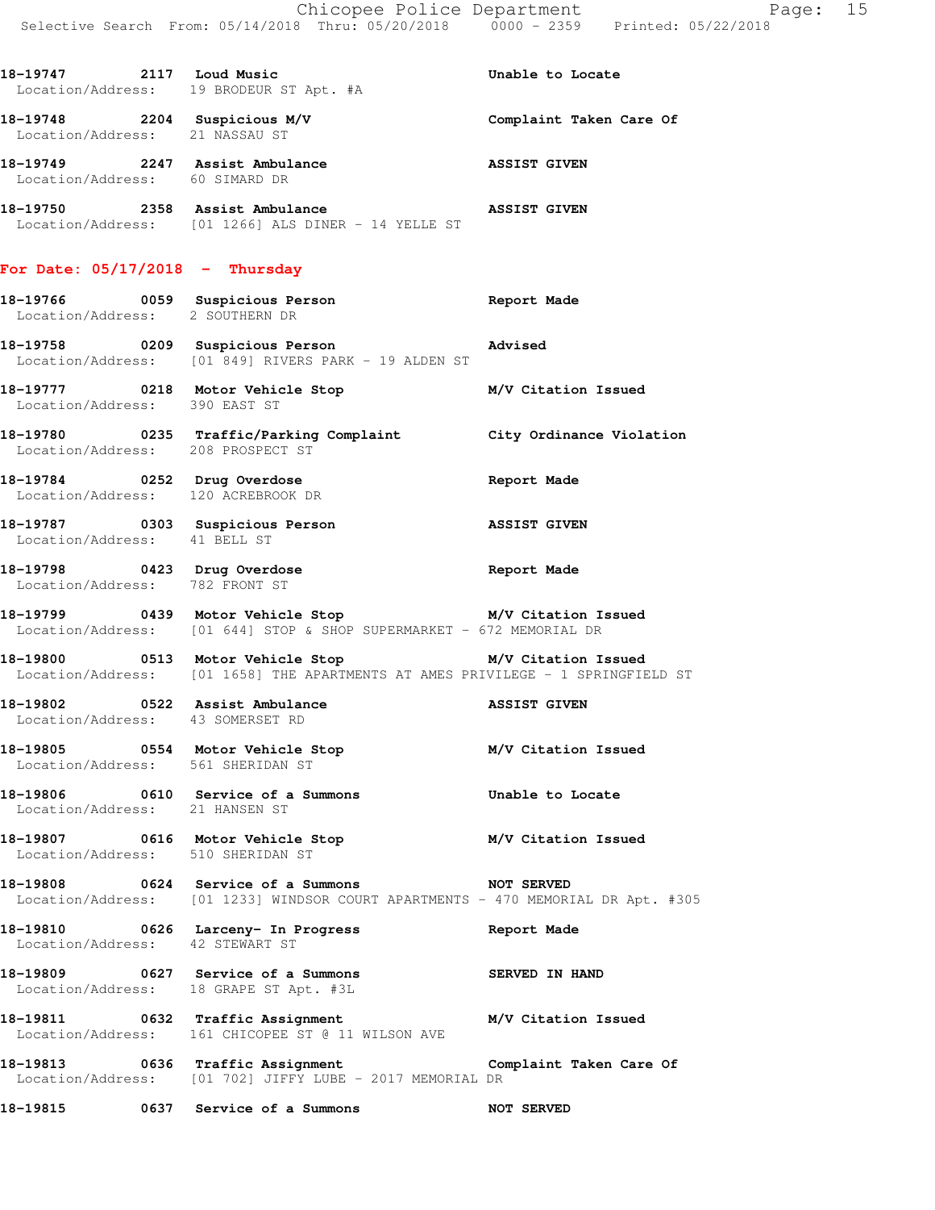18-19747 2117 Loud Music — Unable to Locate
Location/Address: 19 BRODEUR ST Apt. #A

18-19748 2204 Suspicious M/V — Complaint Taken Care Of
Location/Address: 21 NASSAU ST

18-19749 2247 Assist Ambulance — ASSIST GIVEN
Location/Address: 60 SIMARD DR

18-19750 2358 Assist Ambulance — ASSIST GIVEN
Location/Address: [01 1266] ALS DINER - 14 YELLE ST

## For Date: 05/17/2018 - Thursday

18-19766 0059 Suspicious Person — Report Made
Location/Address: 2 SOUTHERN DR

18-19758 0209 Suspicious Person — Advised
Location/Address: [01 849] RIVERS PARK - 19 ALDEN ST

18-19777 0218 Motor Vehicle Stop — M/V Citation Issued
Location/Address: 390 EAST ST

18-19780 0235 Traffic/Parking Complaint — City Ordinance Violation
Location/Address: 208 PROSPECT ST

18-19784 0252 Drug Overdose — Report Made
Location/Address: 120 ACREBROOK DR

18-19787 0303 Suspicious Person — ASSIST GIVEN
Location/Address: 41 BELL ST

18-19798 0423 Drug Overdose — Report Made
Location/Address: 782 FRONT ST

18-19799 0439 Motor Vehicle Stop — M/V Citation Issued
Location/Address: [01 644] STOP & SHOP SUPERMARKET - 672 MEMORIAL DR

18-19800 0513 Motor Vehicle Stop — M/V Citation Issued
Location/Address: [01 1658] THE APARTMENTS AT AMES PRIVILEGE - 1 SPRINGFIELD ST

18-19802 0522 Assist Ambulance — ASSIST GIVEN
Location/Address: 43 SOMERSET RD

18-19805 0554 Motor Vehicle Stop — M/V Citation Issued
Location/Address: 561 SHERIDAN ST

18-19806 0610 Service of a Summons — Unable to Locate
Location/Address: 21 HANSEN ST

18-19807 0616 Motor Vehicle Stop — M/V Citation Issued
Location/Address: 510 SHERIDAN ST

18-19808 0624 Service of a Summons — NOT SERVED
Location/Address: [01 1233] WINDSOR COURT APARTMENTS - 470 MEMORIAL DR Apt. #305

18-19810 0626 Larceny- In Progress — Report Made
Location/Address: 42 STEWART ST

18-19809 0627 Service of a Summons — SERVED IN HAND
Location/Address: 18 GRAPE ST Apt. #3L

18-19811 0632 Traffic Assignment — M/V Citation Issued
Location/Address: 161 CHICOPEE ST @ 11 WILSON AVE

18-19813 0636 Traffic Assignment — Complaint Taken Care Of
Location/Address: [01 702] JIFFY LUBE - 2017 MEMORIAL DR

18-19815 0637 Service of a Summons — NOT SERVED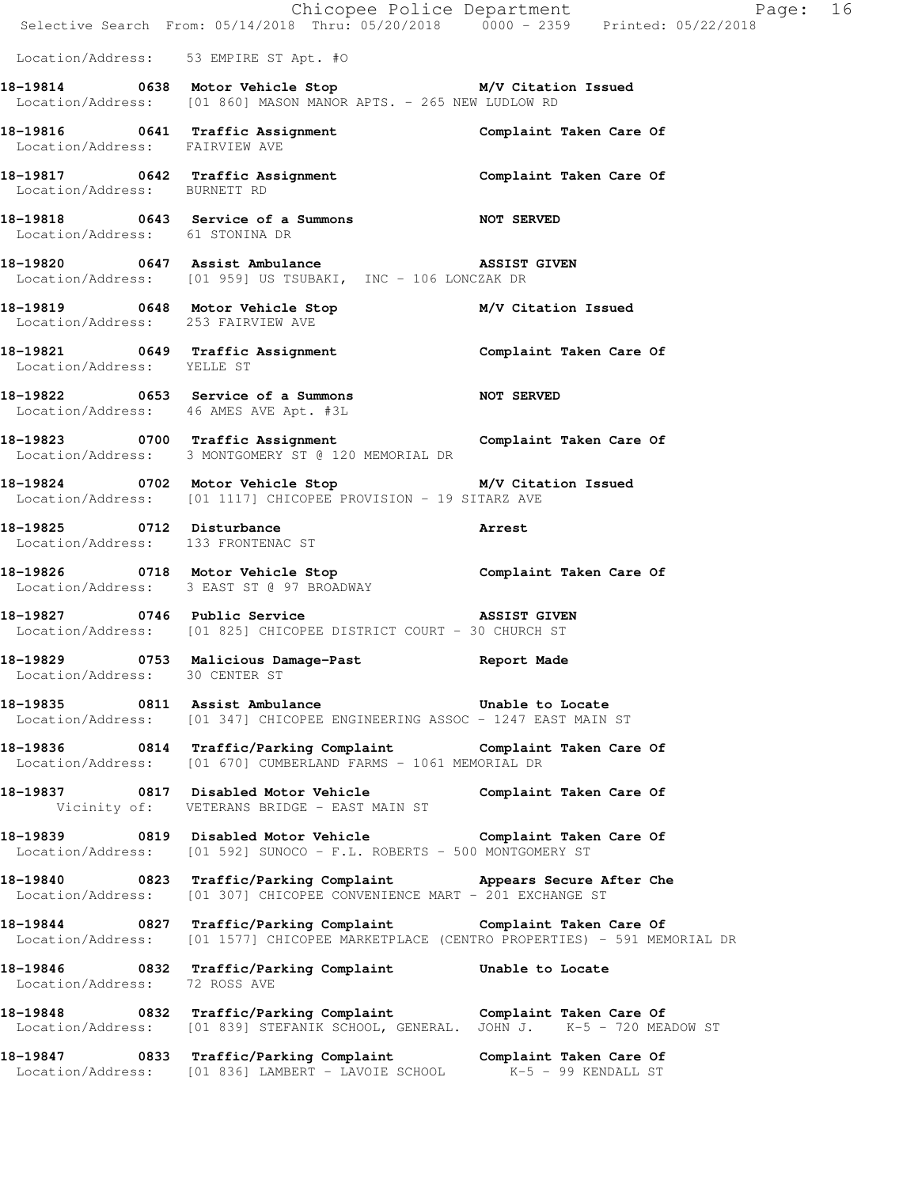Location/Address: 53 EMPIRE ST Apt. #O

**18-19814 0638 Motor Vehicle Stop** M/V Citation Issued
Location/Address: [01 860] MASON MANOR APTS. - 265 NEW LUDLOW RD

**18-19816 0641 Traffic Assignment** Complaint Taken Care Of
Location/Address: FAIRVIEW AVE

**18-19817 0642 Traffic Assignment** Complaint Taken Care Of
Location/Address: BURNETT RD

**18-19818 0643 Service of a Summons** NOT SERVED
Location/Address: 61 STONINA DR

**18-19820 0647 Assist Ambulance** ASSIST GIVEN
Location/Address: [01 959] US TSUBAKI, INC - 106 LONCZAK DR

**18-19819 0648 Motor Vehicle Stop** M/V Citation Issued
Location/Address: 253 FAIRVIEW AVE

**18-19821 0649 Traffic Assignment** Complaint Taken Care Of
Location/Address: YELLE ST

**18-19822 0653 Service of a Summons** NOT SERVED
Location/Address: 46 AMES AVE Apt. #3L

**18-19823 0700 Traffic Assignment** Complaint Taken Care Of
Location/Address: 3 MONTGOMERY ST @ 120 MEMORIAL DR

**18-19824 0702 Motor Vehicle Stop** M/V Citation Issued
Location/Address: [01 1117] CHICOPEE PROVISION - 19 SITARZ AVE

**18-19825 0712 Disturbance** Arrest
Location/Address: 133 FRONTENAC ST

**18-19826 0718 Motor Vehicle Stop** Complaint Taken Care Of
Location/Address: 3 EAST ST @ 97 BROADWAY

**18-19827 0746 Public Service** ASSIST GIVEN
Location/Address: [01 825] CHICOPEE DISTRICT COURT - 30 CHURCH ST

**18-19829 0753 Malicious Damage-Past** Report Made
Location/Address: 30 CENTER ST

**18-19835 0811 Assist Ambulance** Unable to Locate
Location/Address: [01 347] CHICOPEE ENGINEERING ASSOC - 1247 EAST MAIN ST

**18-19836 0814 Traffic/Parking Complaint** Complaint Taken Care Of
Location/Address: [01 670] CUMBERLAND FARMS - 1061 MEMORIAL DR

**18-19837 0817 Disabled Motor Vehicle** Complaint Taken Care Of
Vicinity of: VETERANS BRIDGE - EAST MAIN ST

**18-19839 0819 Disabled Motor Vehicle** Complaint Taken Care Of
Location/Address: [01 592] SUNOCO - F.L. ROBERTS - 500 MONTGOMERY ST

**18-19840 0823 Traffic/Parking Complaint** Appears Secure After Che
Location/Address: [01 307] CHICOPEE CONVENIENCE MART - 201 EXCHANGE ST

**18-19844 0827 Traffic/Parking Complaint** Complaint Taken Care Of
Location/Address: [01 1577] CHICOPEE MARKETPLACE (CENTRO PROPERTIES) - 591 MEMORIAL DR

**18-19846 0832 Traffic/Parking Complaint** Unable to Locate
Location/Address: 72 ROSS AVE

**18-19848 0832 Traffic/Parking Complaint** Complaint Taken Care Of
Location/Address: [01 839] STEFANIK SCHOOL, GENERAL. JOHN J. K-5 - 720 MEADOW ST

**18-19847 0833 Traffic/Parking Complaint** Complaint Taken Care Of
Location/Address: [01 836] LAMBERT - LAVOIE SCHOOL K-5 - 99 KENDALL ST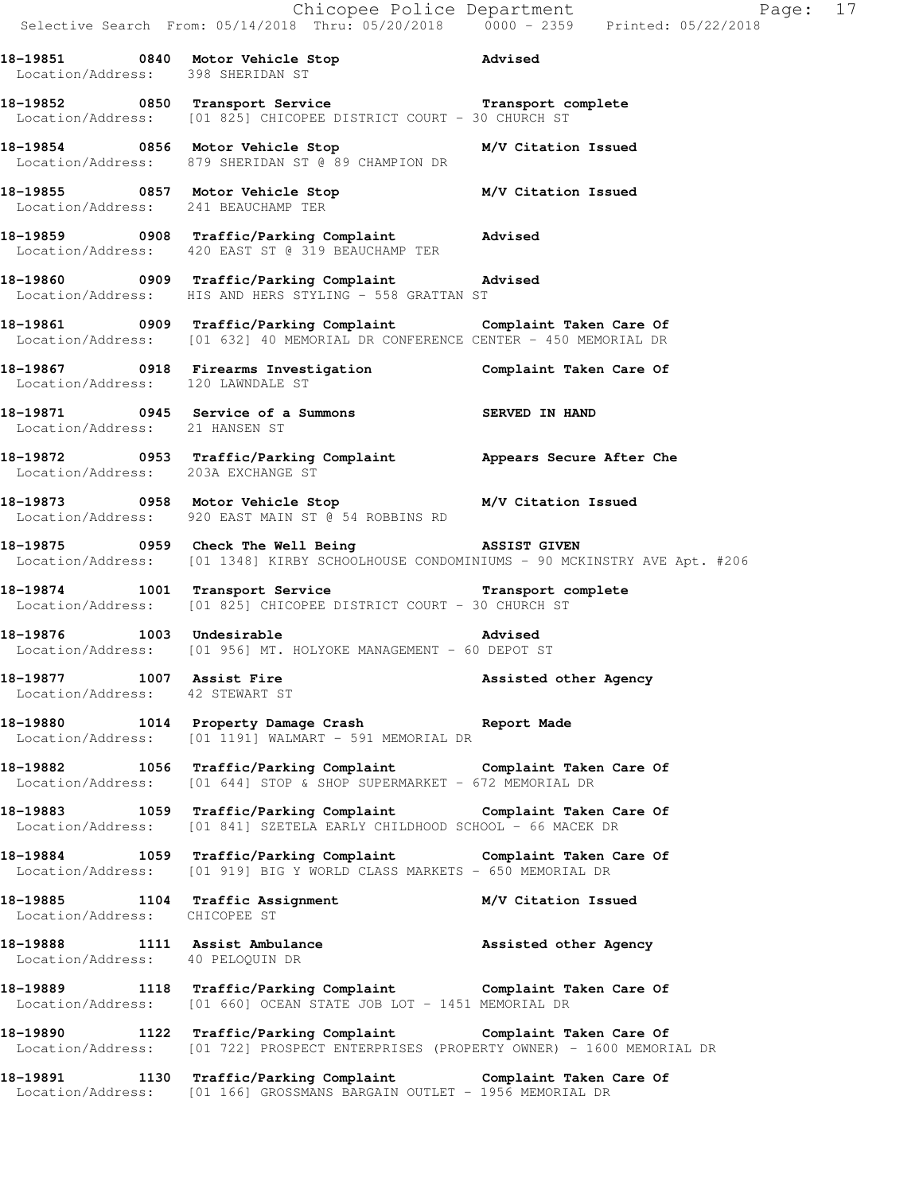**18-19851 0840 Motor Vehicle Stop Advised**
Location/Address: 398 SHERIDAN ST

**18-19852 0850 Transport Service Transport complete**
Location/Address: [01 825] CHICOPEE DISTRICT COURT - 30 CHURCH ST

**18-19854 0856 Motor Vehicle Stop M/V Citation Issued**
Location/Address: 879 SHERIDAN ST @ 89 CHAMPION DR

**18-19855 0857 Motor Vehicle Stop M/V Citation Issued**
Location/Address: 241 BEAUCHAMP TER

**18-19859 0908 Traffic/Parking Complaint Advised**
Location/Address: 420 EAST ST @ 319 BEAUCHAMP TER

**18-19860 0909 Traffic/Parking Complaint Advised**
Location/Address: HIS AND HERS STYLING - 558 GRATTAN ST

**18-19861 0909 Traffic/Parking Complaint Complaint Taken Care Of**
Location/Address: [01 632] 40 MEMORIAL DR CONFERENCE CENTER - 450 MEMORIAL DR

**18-19867 0918 Firearms Investigation Complaint Taken Care Of**
Location/Address: 120 LAWNDALE ST

**18-19871 0945 Service of a Summons SERVED IN HAND**
Location/Address: 21 HANSEN ST

**18-19872 0953 Traffic/Parking Complaint Appears Secure After Che**
Location/Address: 203A EXCHANGE ST

**18-19873 0958 Motor Vehicle Stop M/V Citation Issued**
Location/Address: 920 EAST MAIN ST @ 54 ROBBINS RD

**18-19875 0959 Check The Well Being ASSIST GIVEN**
Location/Address: [01 1348] KIRBY SCHOOLHOUSE CONDOMINIUMS - 90 MCKINSTRY AVE Apt. #206

**18-19874 1001 Transport Service Transport complete**
Location/Address: [01 825] CHICOPEE DISTRICT COURT - 30 CHURCH ST

**18-19876 1003 Undesirable Advised**
Location/Address: [01 956] MT. HOLYOKE MANAGEMENT - 60 DEPOT ST

**18-19877 1007 Assist Fire Assisted other Agency**
Location/Address: 42 STEWART ST

**18-19880 1014 Property Damage Crash Report Made**
Location/Address: [01 1191] WALMART - 591 MEMORIAL DR

**18-19882 1056 Traffic/Parking Complaint Complaint Taken Care Of**
Location/Address: [01 644] STOP & SHOP SUPERMARKET - 672 MEMORIAL DR

**18-19883 1059 Traffic/Parking Complaint Complaint Taken Care Of**
Location/Address: [01 841] SZETELA EARLY CHILDHOOD SCHOOL - 66 MACEK DR

**18-19884 1059 Traffic/Parking Complaint Complaint Taken Care Of**
Location/Address: [01 919] BIG Y WORLD CLASS MARKETS - 650 MEMORIAL DR

**18-19885 1104 Traffic Assignment M/V Citation Issued**
Location/Address: CHICOPEE ST

**18-19888 1111 Assist Ambulance Assisted other Agency**
Location/Address: 40 PELOQUIN DR

**18-19889 1118 Traffic/Parking Complaint Complaint Taken Care Of**
Location/Address: [01 660] OCEAN STATE JOB LOT - 1451 MEMORIAL DR

**18-19890 1122 Traffic/Parking Complaint Complaint Taken Care Of**
Location/Address: [01 722] PROSPECT ENTERPRISES (PROPERTY OWNER) - 1600 MEMORIAL DR

**18-19891 1130 Traffic/Parking Complaint Complaint Taken Care Of**
Location/Address: [01 166] GROSSMANS BARGAIN OUTLET - 1956 MEMORIAL DR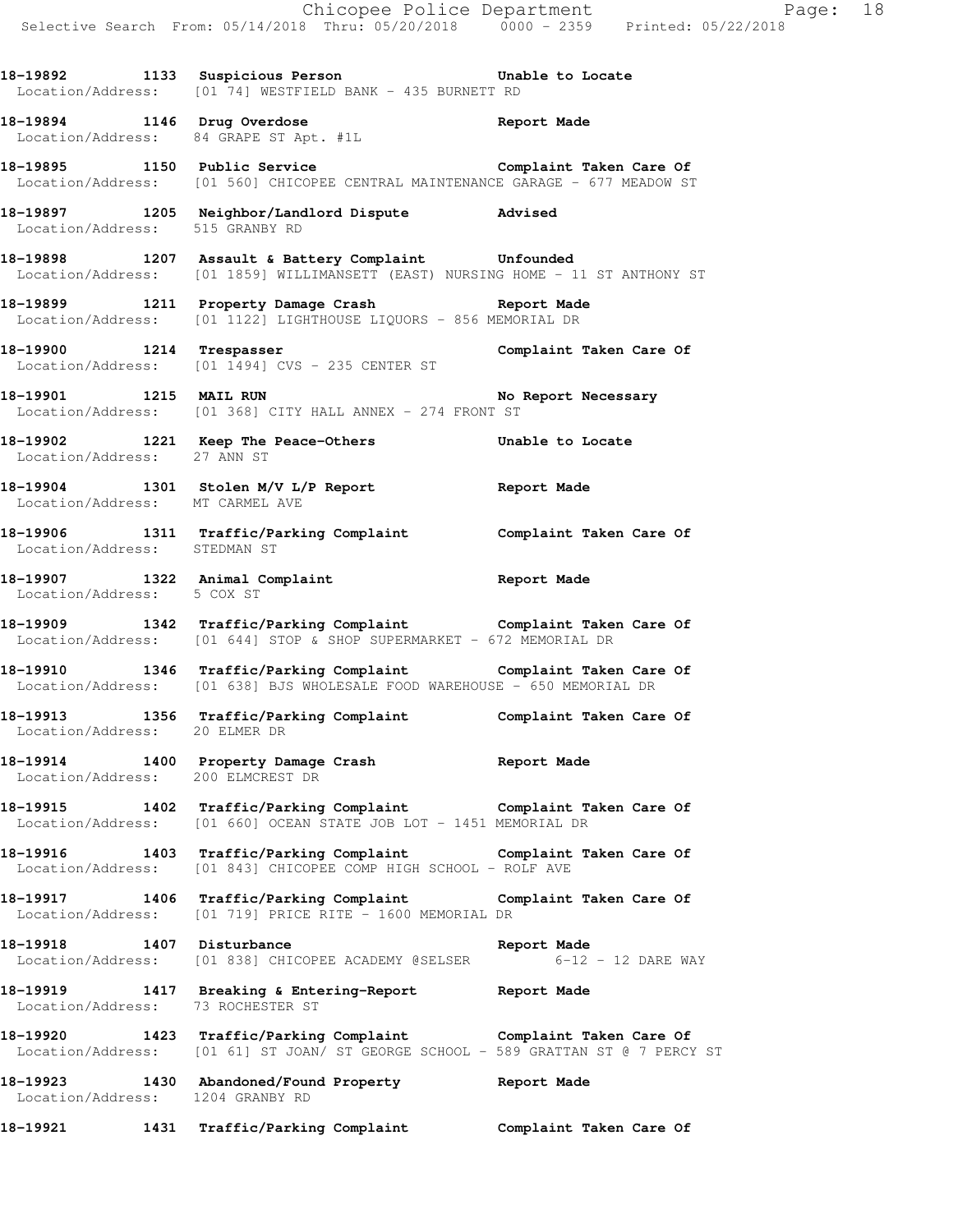18-19892 1133 Suspicious Person Unable to Locate
Location/Address: [01 74] WESTFIELD BANK - 435 BURNETT RD

18-19894 1146 Drug Overdose Report Made
Location/Address: 84 GRAPE ST Apt. #1L

18-19895 1150 Public Service Complaint Taken Care Of
Location/Address: [01 560] CHICOPEE CENTRAL MAINTENANCE GARAGE - 677 MEADOW ST

18-19897 1205 Neighbor/Landlord Dispute Advised
Location/Address: 515 GRANBY RD

18-19898 1207 Assault & Battery Complaint Unfounded
Location/Address: [01 1859] WILLIMANSETT (EAST) NURSING HOME - 11 ST ANTHONY ST

18-19899 1211 Property Damage Crash Report Made
Location/Address: [01 1122] LIGHTHOUSE LIQUORS - 856 MEMORIAL DR

18-19900 1214 Trespasser Complaint Taken Care Of
Location/Address: [01 1494] CVS - 235 CENTER ST

18-19901 1215 MAIL RUN No Report Necessary
Location/Address: [01 368] CITY HALL ANNEX - 274 FRONT ST

18-19902 1221 Keep The Peace-Others Unable to Locate
Location/Address: 27 ANN ST

18-19904 1301 Stolen M/V L/P Report Report Made
Location/Address: MT CARMEL AVE

18-19906 1311 Traffic/Parking Complaint Complaint Taken Care Of
Location/Address: STEDMAN ST

18-19907 1322 Animal Complaint Report Made
Location/Address: 5 COX ST

18-19909 1342 Traffic/Parking Complaint Complaint Taken Care Of
Location/Address: [01 644] STOP & SHOP SUPERMARKET - 672 MEMORIAL DR

18-19910 1346 Traffic/Parking Complaint Complaint Taken Care Of
Location/Address: [01 638] BJS WHOLESALE FOOD WAREHOUSE - 650 MEMORIAL DR

18-19913 1356 Traffic/Parking Complaint Complaint Taken Care Of
Location/Address: 20 ELMER DR

18-19914 1400 Property Damage Crash Report Made
Location/Address: 200 ELMCREST DR

18-19915 1402 Traffic/Parking Complaint Complaint Taken Care Of
Location/Address: [01 660] OCEAN STATE JOB LOT - 1451 MEMORIAL DR

18-19916 1403 Traffic/Parking Complaint Complaint Taken Care Of
Location/Address: [01 843] CHICOPEE COMP HIGH SCHOOL - ROLF AVE

18-19917 1406 Traffic/Parking Complaint Complaint Taken Care Of
Location/Address: [01 719] PRICE RITE - 1600 MEMORIAL DR

18-19918 1407 Disturbance Report Made
Location/Address: [01 838] CHICOPEE ACADEMY @SELSER 6-12 - 12 DARE WAY

18-19919 1417 Breaking & Entering-Report Report Made
Location/Address: 73 ROCHESTER ST

18-19920 1423 Traffic/Parking Complaint Complaint Taken Care Of
Location/Address: [01 61] ST JOAN/ ST GEORGE SCHOOL - 589 GRATTAN ST @ 7 PERCY ST

18-19923 1430 Abandoned/Found Property Report Made
Location/Address: 1204 GRANBY RD

18-19921 1431 Traffic/Parking Complaint Complaint Taken Care Of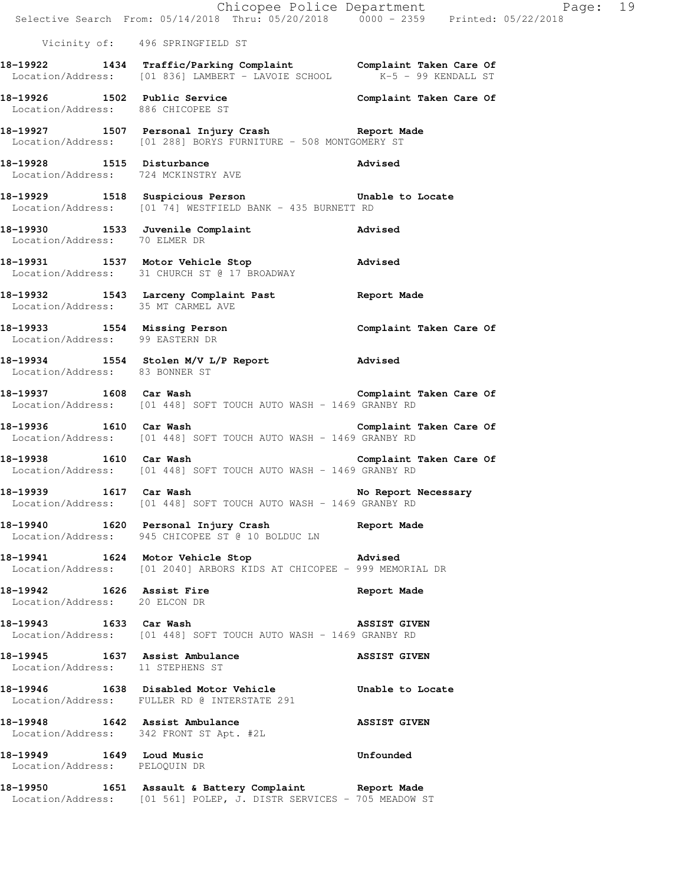Vicinity of: 496 SPRINGFIELD ST

**18-19922 1434 Traffic/Parking Complaint** Complaint Taken Care Of
Location/Address: [01 836] LAMBERT - LAVOIE SCHOOL K-5 - 99 KENDALL ST

**18-19926 1502 Public Service** Complaint Taken Care Of
Location/Address: 886 CHICOPEE ST

**18-19927 1507 Personal Injury Crash** Report Made
Location/Address: [01 288] BORYS FURNITURE - 508 MONTGOMERY ST

**18-19928 1515 Disturbance** Advised
Location/Address: 724 MCKINSTRY AVE

**18-19929 1518 Suspicious Person** Unable to Locate
Location/Address: [01 74] WESTFIELD BANK - 435 BURNETT RD

**18-19930 1533 Juvenile Complaint** Advised
Location/Address: 70 ELMER DR

**18-19931 1537 Motor Vehicle Stop** Advised
Location/Address: 31 CHURCH ST @ 17 BROADWAY

**18-19932 1543 Larceny Complaint Past** Report Made
Location/Address: 35 MT CARMEL AVE

**18-19933 1554 Missing Person** Complaint Taken Care Of
Location/Address: 99 EASTERN DR

**18-19934 1554 Stolen M/V L/P Report** Advised
Location/Address: 83 BONNER ST

**18-19937 1608 Car Wash** Complaint Taken Care Of
Location/Address: [01 448] SOFT TOUCH AUTO WASH - 1469 GRANBY RD

**18-19936 1610 Car Wash** Complaint Taken Care Of
Location/Address: [01 448] SOFT TOUCH AUTO WASH - 1469 GRANBY RD

**18-19938 1610 Car Wash** Complaint Taken Care Of
Location/Address: [01 448] SOFT TOUCH AUTO WASH - 1469 GRANBY RD

**18-19939 1617 Car Wash** No Report Necessary
Location/Address: [01 448] SOFT TOUCH AUTO WASH - 1469 GRANBY RD

**18-19940 1620 Personal Injury Crash** Report Made
Location/Address: 945 CHICOPEE ST @ 10 BOLDUC LN

**18-19941 1624 Motor Vehicle Stop** Advised
Location/Address: [01 2040] ARBORS KIDS AT CHICOPEE - 999 MEMORIAL DR

**18-19942 1626 Assist Fire** Report Made
Location/Address: 20 ELCON DR

**18-19943 1633 Car Wash** ASSIST GIVEN
Location/Address: [01 448] SOFT TOUCH AUTO WASH - 1469 GRANBY RD

**18-19945 1637 Assist Ambulance** ASSIST GIVEN
Location/Address: 11 STEPHENS ST

**18-19946 1638 Disabled Motor Vehicle** Unable to Locate
Location/Address: FULLER RD @ INTERSTATE 291

**18-19948 1642 Assist Ambulance** ASSIST GIVEN
Location/Address: 342 FRONT ST Apt. #2L

**18-19949 1649 Loud Music** Unfounded
Location/Address: PELOQUIN DR

**18-19950 1651 Assault & Battery Complaint** Report Made
Location/Address: [01 561] POLEP, J. DISTR SERVICES - 705 MEADOW ST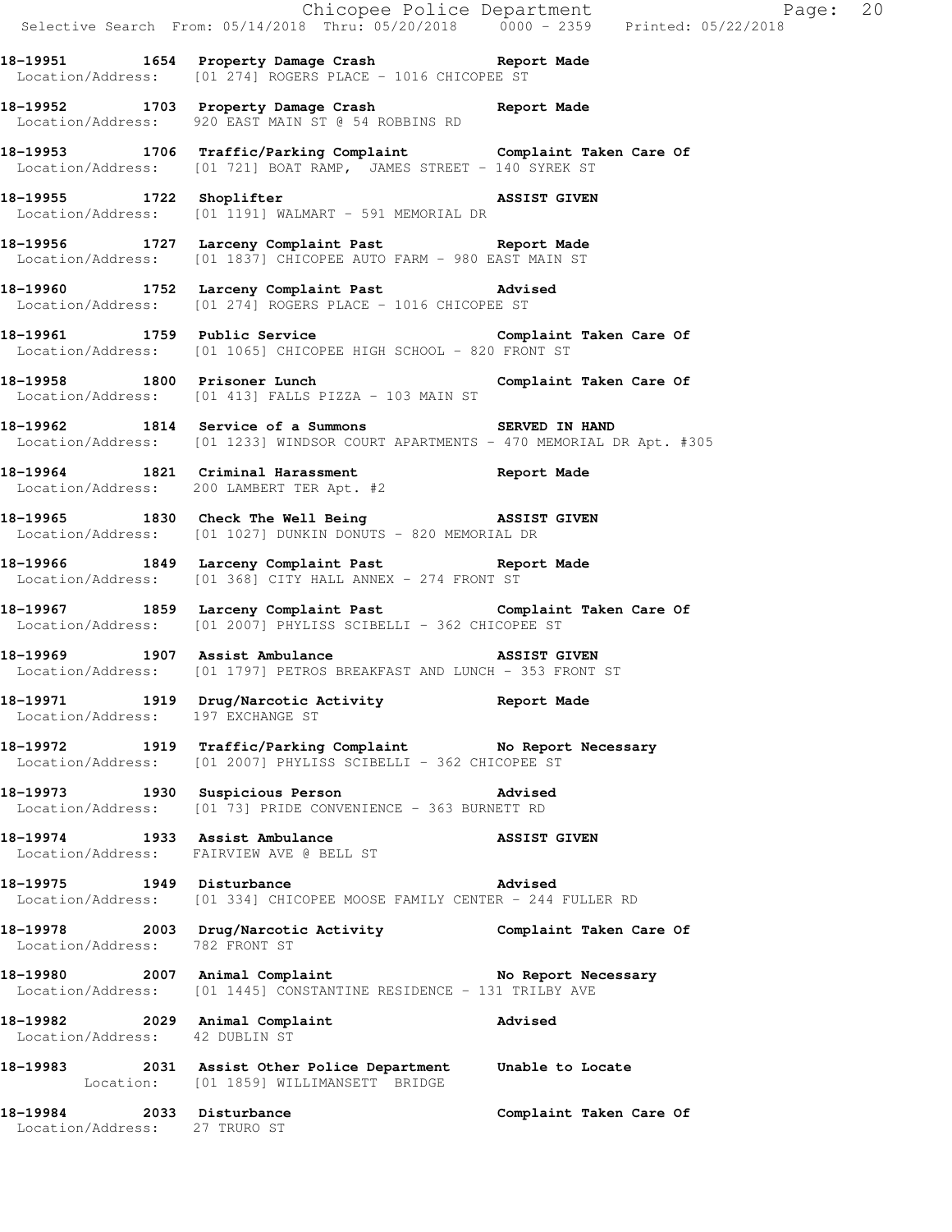**18-19951 1654 Property Damage Crash Report Made**
Location/Address: [01 274] ROGERS PLACE - 1016 CHICOPEE ST

**18-19952 1703 Property Damage Crash Report Made**
Location/Address: 920 EAST MAIN ST @ 54 ROBBINS RD

**18-19953 1706 Traffic/Parking Complaint Complaint Taken Care Of**
Location/Address: [01 721] BOAT RAMP, JAMES STREET - 140 SYREK ST

**18-19955 1722 Shoplifter ASSIST GIVEN**
Location/Address: [01 1191] WALMART - 591 MEMORIAL DR

**18-19956 1727 Larceny Complaint Past Report Made**
Location/Address: [01 1837] CHICOPEE AUTO FARM - 980 EAST MAIN ST

**18-19960 1752 Larceny Complaint Past Advised**
Location/Address: [01 274] ROGERS PLACE - 1016 CHICOPEE ST

**18-19961 1759 Public Service Complaint Taken Care Of**
Location/Address: [01 1065] CHICOPEE HIGH SCHOOL - 820 FRONT ST

**18-19958 1800 Prisoner Lunch Complaint Taken Care Of**
Location/Address: [01 413] FALLS PIZZA - 103 MAIN ST

**18-19962 1814 Service of a Summons SERVED IN HAND**
Location/Address: [01 1233] WINDSOR COURT APARTMENTS - 470 MEMORIAL DR Apt. #305

**18-19964 1821 Criminal Harassment Report Made**
Location/Address: 200 LAMBERT TER Apt. #2

**18-19965 1830 Check The Well Being ASSIST GIVEN**
Location/Address: [01 1027] DUNKIN DONUTS - 820 MEMORIAL DR

**18-19966 1849 Larceny Complaint Past Report Made**
Location/Address: [01 368] CITY HALL ANNEX - 274 FRONT ST

**18-19967 1859 Larceny Complaint Past Complaint Taken Care Of**
Location/Address: [01 2007] PHYLISS SCIBELLI - 362 CHICOPEE ST

**18-19969 1907 Assist Ambulance ASSIST GIVEN**
Location/Address: [01 1797] PETROS BREAKFAST AND LUNCH - 353 FRONT ST

**18-19971 1919 Drug/Narcotic Activity Report Made**
Location/Address: 197 EXCHANGE ST

**18-19972 1919 Traffic/Parking Complaint No Report Necessary**
Location/Address: [01 2007] PHYLISS SCIBELLI - 362 CHICOPEE ST

**18-19973 1930 Suspicious Person Advised**
Location/Address: [01 73] PRIDE CONVENIENCE - 363 BURNETT RD

**18-19974 1933 Assist Ambulance ASSIST GIVEN**
Location/Address: FAIRVIEW AVE @ BELL ST

**18-19975 1949 Disturbance Advised**
Location/Address: [01 334] CHICOPEE MOOSE FAMILY CENTER - 244 FULLER RD

**18-19978 2003 Drug/Narcotic Activity Complaint Taken Care Of**
Location/Address: 782 FRONT ST

**18-19980 2007 Animal Complaint No Report Necessary**
Location/Address: [01 1445] CONSTANTINE RESIDENCE - 131 TRILBY AVE

**18-19982 2029 Animal Complaint Advised**
Location/Address: 42 DUBLIN ST

**18-19983 2031 Assist Other Police Department Unable to Locate**
Location: [01 1859] WILLIMANSETT BRIDGE

**18-19984 2033 Disturbance Complaint Taken Care Of**
Location/Address: 27 TRURO ST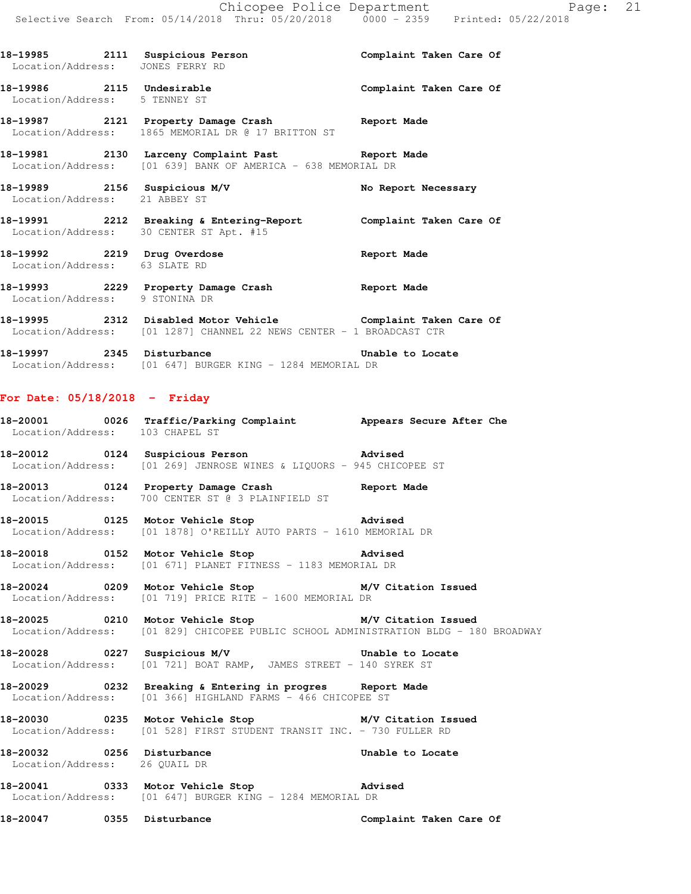18-19985 2111 Suspicious Person Complaint Taken Care Of
Location/Address: JONES FERRY RD

18-19986 2115 Undesirable Complaint Taken Care Of
Location/Address: 5 TENNEY ST

18-19987 2121 Property Damage Crash Report Made
Location/Address: 1865 MEMORIAL DR @ 17 BRITTON ST

18-19981 2130 Larceny Complaint Past Report Made
Location/Address: [01 639] BANK OF AMERICA - 638 MEMORIAL DR

18-19989 2156 Suspicious M/V No Report Necessary
Location/Address: 21 ABBEY ST

18-19991 2212 Breaking & Entering-Report Complaint Taken Care Of
Location/Address: 30 CENTER ST Apt. #15

18-19992 2219 Drug Overdose Report Made
Location/Address: 63 SLATE RD

18-19993 2229 Property Damage Crash Report Made
Location/Address: 9 STONINA DR

18-19995 2312 Disabled Motor Vehicle Complaint Taken Care Of
Location/Address: [01 1287] CHANNEL 22 NEWS CENTER - 1 BROADCAST CTR

18-19997 2345 Disturbance Unable to Locate
Location/Address: [01 647] BURGER KING - 1284 MEMORIAL DR

## For Date: 05/18/2018 - Friday

18-20001 0026 Traffic/Parking Complaint Appears Secure After Che
Location/Address: 103 CHAPEL ST

18-20012 0124 Suspicious Person Advised
Location/Address: [01 269] JENROSE WINES & LIQUORS - 945 CHICOPEE ST

18-20013 0124 Property Damage Crash Report Made
Location/Address: 700 CENTER ST @ 3 PLAINFIELD ST

18-20015 0125 Motor Vehicle Stop Advised
Location/Address: [01 1878] O'REILLY AUTO PARTS - 1610 MEMORIAL DR

18-20018 0152 Motor Vehicle Stop Advised
Location/Address: [01 671] PLANET FITNESS - 1183 MEMORIAL DR

18-20024 0209 Motor Vehicle Stop M/V Citation Issued
Location/Address: [01 719] PRICE RITE - 1600 MEMORIAL DR

18-20025 0210 Motor Vehicle Stop M/V Citation Issued
Location/Address: [01 829] CHICOPEE PUBLIC SCHOOL ADMINISTRATION BLDG - 180 BROADWAY

18-20028 0227 Suspicious M/V Unable to Locate
Location/Address: [01 721] BOAT RAMP, JAMES STREET - 140 SYREK ST

18-20029 0232 Breaking & Entering in progres Report Made
Location/Address: [01 366] HIGHLAND FARMS - 466 CHICOPEE ST

18-20030 0235 Motor Vehicle Stop M/V Citation Issued
Location/Address: [01 528] FIRST STUDENT TRANSIT INC. - 730 FULLER RD

18-20032 0256 Disturbance Unable to Locate
Location/Address: 26 QUAIL DR

18-20041 0333 Motor Vehicle Stop Advised
Location/Address: [01 647] BURGER KING - 1284 MEMORIAL DR

18-20047 0355 Disturbance Complaint Taken Care Of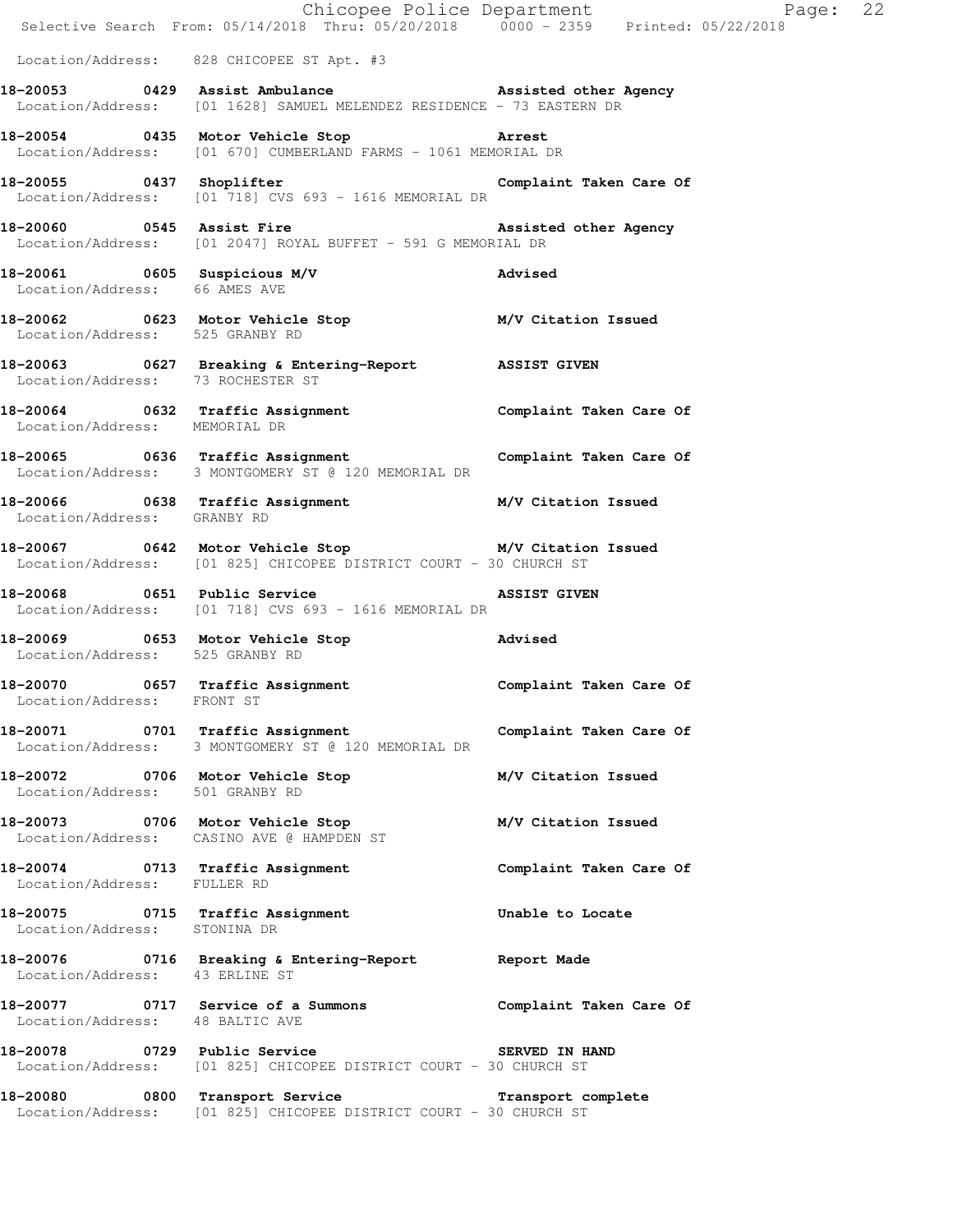Location/Address: 828 CHICOPEE ST Apt. #3

**18-20053 0429 Assist Ambulance** **Assisted other Agency**
Location/Address: [01 1628] SAMUEL MELENDEZ RESIDENCE - 73 EASTERN DR

**18-20054 0435 Motor Vehicle Stop** **Arrest**
Location/Address: [01 670] CUMBERLAND FARMS - 1061 MEMORIAL DR

**18-20055 0437 Shoplifter** **Complaint Taken Care Of**
Location/Address: [01 718] CVS 693 - 1616 MEMORIAL DR

**18-20060 0545 Assist Fire** **Assisted other Agency**
Location/Address: [01 2047] ROYAL BUFFET - 591 G MEMORIAL DR

**18-20061 0605 Suspicious M/V** **Advised**
Location/Address: 66 AMES AVE

**18-20062 0623 Motor Vehicle Stop** **M/V Citation Issued**
Location/Address: 525 GRANBY RD

**18-20063 0627 Breaking & Entering-Report** **ASSIST GIVEN**
Location/Address: 73 ROCHESTER ST

**18-20064 0632 Traffic Assignment** **Complaint Taken Care Of**
Location/Address: MEMORIAL DR

**18-20065 0636 Traffic Assignment** **Complaint Taken Care Of**
Location/Address: 3 MONTGOMERY ST @ 120 MEMORIAL DR

**18-20066 0638 Traffic Assignment** **M/V Citation Issued**
Location/Address: GRANBY RD

**18-20067 0642 Motor Vehicle Stop** **M/V Citation Issued**
Location/Address: [01 825] CHICOPEE DISTRICT COURT - 30 CHURCH ST

**18-20068 0651 Public Service** **ASSIST GIVEN**
Location/Address: [01 718] CVS 693 - 1616 MEMORIAL DR

**18-20069 0653 Motor Vehicle Stop** **Advised**
Location/Address: 525 GRANBY RD

**18-20070 0657 Traffic Assignment** **Complaint Taken Care Of**
Location/Address: FRONT ST

**18-20071 0701 Traffic Assignment** **Complaint Taken Care Of**
Location/Address: 3 MONTGOMERY ST @ 120 MEMORIAL DR

**18-20072 0706 Motor Vehicle Stop** **M/V Citation Issued**
Location/Address: 501 GRANBY RD

**18-20073 0706 Motor Vehicle Stop** **M/V Citation Issued**
Location/Address: CASINO AVE @ HAMPDEN ST

**18-20074 0713 Traffic Assignment** **Complaint Taken Care Of**
Location/Address: FULLER RD

**18-20075 0715 Traffic Assignment** **Unable to Locate**
Location/Address: STONINA DR

**18-20076 0716 Breaking & Entering-Report** **Report Made**
Location/Address: 43 ERLINE ST

**18-20077 0717 Service of a Summons** **Complaint Taken Care Of**
Location/Address: 48 BALTIC AVE

**18-20078 0729 Public Service** **SERVED IN HAND**
Location/Address: [01 825] CHICOPEE DISTRICT COURT - 30 CHURCH ST

**18-20080 0800 Transport Service** **Transport complete**
Location/Address: [01 825] CHICOPEE DISTRICT COURT - 30 CHURCH ST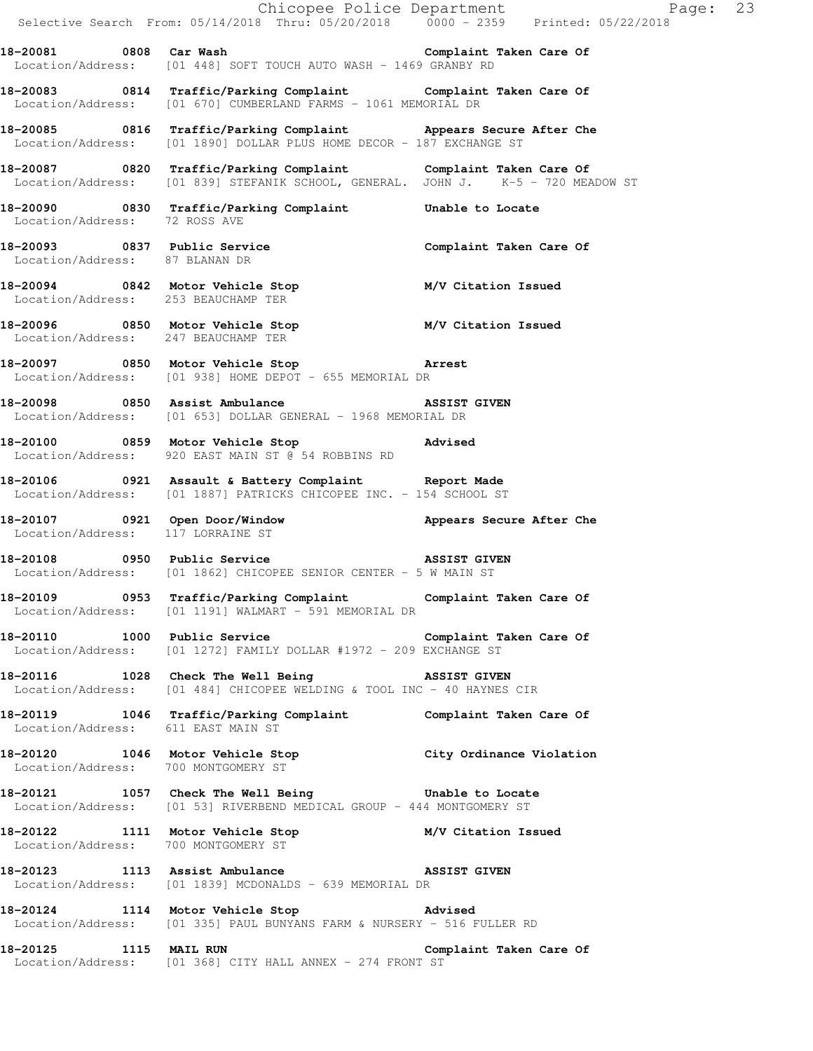**18-20081 0808 Car Wash** **Complaint Taken Care Of**
Location/Address: [01 448] SOFT TOUCH AUTO WASH - 1469 GRANBY RD

**18-20083 0814 Traffic/Parking Complaint** **Complaint Taken Care Of**
Location/Address: [01 670] CUMBERLAND FARMS - 1061 MEMORIAL DR

**18-20085 0816 Traffic/Parking Complaint** **Appears Secure After Che**
Location/Address: [01 1890] DOLLAR PLUS HOME DECOR - 187 EXCHANGE ST

**18-20087 0820 Traffic/Parking Complaint** **Complaint Taken Care Of**
Location/Address: [01 839] STEFANIK SCHOOL, GENERAL. JOHN J. K-5 - 720 MEADOW ST

**18-20090 0830 Traffic/Parking Complaint** **Unable to Locate**
Location/Address: 72 ROSS AVE

**18-20093 0837 Public Service** **Complaint Taken Care Of**
Location/Address: 87 BLANAN DR

**18-20094 0842 Motor Vehicle Stop** **M/V Citation Issued**
Location/Address: 253 BEAUCHAMP TER

**18-20096 0850 Motor Vehicle Stop** **M/V Citation Issued**
Location/Address: 247 BEAUCHAMP TER

**18-20097 0850 Motor Vehicle Stop** **Arrest**
Location/Address: [01 938] HOME DEPOT - 655 MEMORIAL DR

**18-20098 0850 Assist Ambulance** **ASSIST GIVEN**
Location/Address: [01 653] DOLLAR GENERAL - 1968 MEMORIAL DR

**18-20100 0859 Motor Vehicle Stop** **Advised**
Location/Address: 920 EAST MAIN ST @ 54 ROBBINS RD

**18-20106 0921 Assault & Battery Complaint** **Report Made**
Location/Address: [01 1887] PATRICKS CHICOPEE INC. - 154 SCHOOL ST

**18-20107 0921 Open Door/Window** **Appears Secure After Che**
Location/Address: 117 LORRAINE ST

**18-20108 0950 Public Service** **ASSIST GIVEN**
Location/Address: [01 1862] CHICOPEE SENIOR CENTER - 5 W MAIN ST

**18-20109 0953 Traffic/Parking Complaint** **Complaint Taken Care Of**
Location/Address: [01 1191] WALMART - 591 MEMORIAL DR

**18-20110 1000 Public Service** **Complaint Taken Care Of**
Location/Address: [01 1272] FAMILY DOLLAR #1972 - 209 EXCHANGE ST

**18-20116 1028 Check The Well Being** **ASSIST GIVEN**
Location/Address: [01 484] CHICOPEE WELDING & TOOL INC - 40 HAYNES CIR

**18-20119 1046 Traffic/Parking Complaint** **Complaint Taken Care Of**
Location/Address: 611 EAST MAIN ST

**18-20120 1046 Motor Vehicle Stop** **City Ordinance Violation**
Location/Address: 700 MONTGOMERY ST

**18-20121 1057 Check The Well Being** **Unable to Locate**
Location/Address: [01 53] RIVERBEND MEDICAL GROUP - 444 MONTGOMERY ST

**18-20122 1111 Motor Vehicle Stop** **M/V Citation Issued**
Location/Address: 700 MONTGOMERY ST

**18-20123 1113 Assist Ambulance** **ASSIST GIVEN**
Location/Address: [01 1839] MCDONALDS - 639 MEMORIAL DR

**18-20124 1114 Motor Vehicle Stop** **Advised**
Location/Address: [01 335] PAUL BUNYANS FARM & NURSERY - 516 FULLER RD

**18-20125 1115 MAIL RUN** **Complaint Taken Care Of**
Location/Address: [01 368] CITY HALL ANNEX - 274 FRONT ST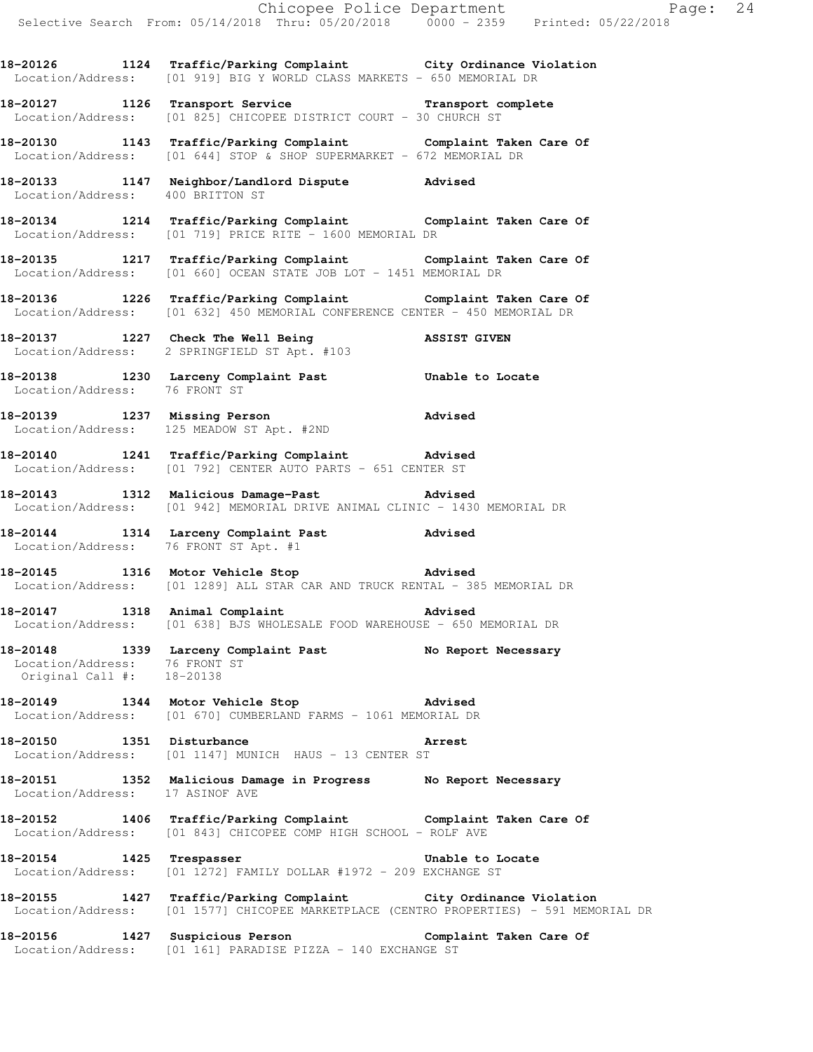**18-20126 1124 Traffic/Parking Complaint City Ordinance Violation**
Location/Address: [01 919] BIG Y WORLD CLASS MARKETS - 650 MEMORIAL DR

**18-20127 1126 Transport Service Transport complete**
Location/Address: [01 825] CHICOPEE DISTRICT COURT - 30 CHURCH ST

**18-20130 1143 Traffic/Parking Complaint Complaint Taken Care Of**
Location/Address: [01 644] STOP & SHOP SUPERMARKET - 672 MEMORIAL DR

**18-20133 1147 Neighbor/Landlord Dispute Advised**
Location/Address: 400 BRITTON ST

**18-20134 1214 Traffic/Parking Complaint Complaint Taken Care Of**
Location/Address: [01 719] PRICE RITE - 1600 MEMORIAL DR

**18-20135 1217 Traffic/Parking Complaint Complaint Taken Care Of**
Location/Address: [01 660] OCEAN STATE JOB LOT - 1451 MEMORIAL DR

**18-20136 1226 Traffic/Parking Complaint Complaint Taken Care Of**
Location/Address: [01 632] 450 MEMORIAL CONFERENCE CENTER - 450 MEMORIAL DR

**18-20137 1227 Check The Well Being ASSIST GIVEN**
Location/Address: 2 SPRINGFIELD ST Apt. #103

**18-20138 1230 Larceny Complaint Past Unable to Locate**
Location/Address: 76 FRONT ST

**18-20139 1237 Missing Person Advised**
Location/Address: 125 MEADOW ST Apt. #2ND

**18-20140 1241 Traffic/Parking Complaint Advised**
Location/Address: [01 792] CENTER AUTO PARTS - 651 CENTER ST

**18-20143 1312 Malicious Damage-Past Advised**
Location/Address: [01 942] MEMORIAL DRIVE ANIMAL CLINIC - 1430 MEMORIAL DR

**18-20144 1314 Larceny Complaint Past Advised**
Location/Address: 76 FRONT ST Apt. #1

**18-20145 1316 Motor Vehicle Stop Advised**
Location/Address: [01 1289] ALL STAR CAR AND TRUCK RENTAL - 385 MEMORIAL DR

**18-20147 1318 Animal Complaint Advised**
Location/Address: [01 638] BJS WHOLESALE FOOD WAREHOUSE - 650 MEMORIAL DR

**18-20148 1339 Larceny Complaint Past No Report Necessary**
Location/Address: 76 FRONT ST
Original Call #: 18-20138

**18-20149 1344 Motor Vehicle Stop Advised**
Location/Address: [01 670] CUMBERLAND FARMS - 1061 MEMORIAL DR

**18-20150 1351 Disturbance Arrest**
Location/Address: [01 1147] MUNICH HAUS - 13 CENTER ST

**18-20151 1352 Malicious Damage in Progress No Report Necessary**
Location/Address: 17 ASINOF AVE

**18-20152 1406 Traffic/Parking Complaint Complaint Taken Care Of**
Location/Address: [01 843] CHICOPEE COMP HIGH SCHOOL - ROLF AVE

**18-20154 1425 Trespasser Unable to Locate**
Location/Address: [01 1272] FAMILY DOLLAR #1972 - 209 EXCHANGE ST

**18-20155 1427 Traffic/Parking Complaint City Ordinance Violation**
Location/Address: [01 1577] CHICOPEE MARKETPLACE (CENTRO PROPERTIES) - 591 MEMORIAL DR

**18-20156 1427 Suspicious Person Complaint Taken Care Of**
Location/Address: [01 161] PARADISE PIZZA - 140 EXCHANGE ST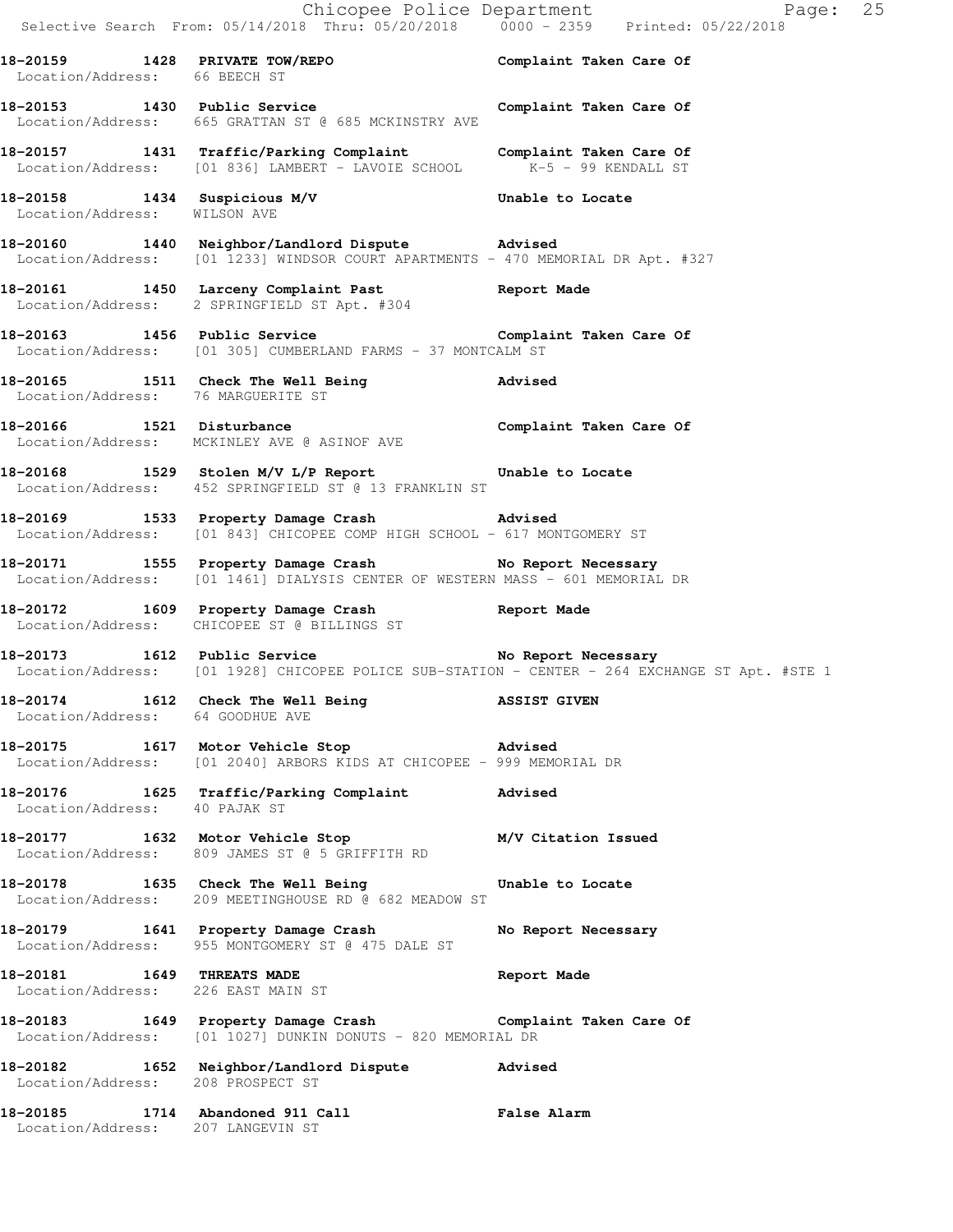**18-20159 1428 PRIVATE TOW/REPO** Complaint Taken Care Of
Location/Address: 66 BEECH ST

**18-20153 1430 Public Service** Complaint Taken Care Of
Location/Address: 665 GRATTAN ST @ 685 MCKINSTRY AVE

**18-20157 1431 Traffic/Parking Complaint** Complaint Taken Care Of
Location/Address: [01 836] LAMBERT - LAVOIE SCHOOL K-5 - 99 KENDALL ST

**18-20158 1434 Suspicious M/V** Unable to Locate
Location/Address: WILSON AVE

**18-20160 1440 Neighbor/Landlord Dispute** Advised
Location/Address: [01 1233] WINDSOR COURT APARTMENTS - 470 MEMORIAL DR Apt. #327

**18-20161 1450 Larceny Complaint Past** Report Made
Location/Address: 2 SPRINGFIELD ST Apt. #304

**18-20163 1456 Public Service** Complaint Taken Care Of
Location/Address: [01 305] CUMBERLAND FARMS - 37 MONTCALM ST

**18-20165 1511 Check The Well Being** Advised
Location/Address: 76 MARGUERITE ST

**18-20166 1521 Disturbance** Complaint Taken Care Of
Location/Address: MCKINLEY AVE @ ASINOF AVE

**18-20168 1529 Stolen M/V L/P Report** Unable to Locate
Location/Address: 452 SPRINGFIELD ST @ 13 FRANKLIN ST

**18-20169 1533 Property Damage Crash** Advised
Location/Address: [01 843] CHICOPEE COMP HIGH SCHOOL - 617 MONTGOMERY ST

**18-20171 1555 Property Damage Crash** No Report Necessary
Location/Address: [01 1461] DIALYSIS CENTER OF WESTERN MASS - 601 MEMORIAL DR

**18-20172 1609 Property Damage Crash** Report Made
Location/Address: CHICOPEE ST @ BILLINGS ST

**18-20173 1612 Public Service** No Report Necessary
Location/Address: [01 1928] CHICOPEE POLICE SUB-STATION - CENTER - 264 EXCHANGE ST Apt. #STE 1

**18-20174 1612 Check The Well Being** ASSIST GIVEN
Location/Address: 64 GOODHUE AVE

**18-20175 1617 Motor Vehicle Stop** Advised
Location/Address: [01 2040] ARBORS KIDS AT CHICOPEE - 999 MEMORIAL DR

**18-20176 1625 Traffic/Parking Complaint** Advised
Location/Address: 40 PAJAK ST

**18-20177 1632 Motor Vehicle Stop** M/V Citation Issued
Location/Address: 809 JAMES ST @ 5 GRIFFITH RD

**18-20178 1635 Check The Well Being** Unable to Locate
Location/Address: 209 MEETINGHOUSE RD @ 682 MEADOW ST

**18-20179 1641 Property Damage Crash** No Report Necessary
Location/Address: 955 MONTGOMERY ST @ 475 DALE ST

**18-20181 1649 THREATS MADE** Report Made
Location/Address: 226 EAST MAIN ST

**18-20183 1649 Property Damage Crash** Complaint Taken Care Of
Location/Address: [01 1027] DUNKIN DONUTS - 820 MEMORIAL DR

**18-20182 1652 Neighbor/Landlord Dispute** Advised
Location/Address: 208 PROSPECT ST

**18-20185 1714 Abandoned 911 Call** False Alarm
Location/Address: 207 LANGEVIN ST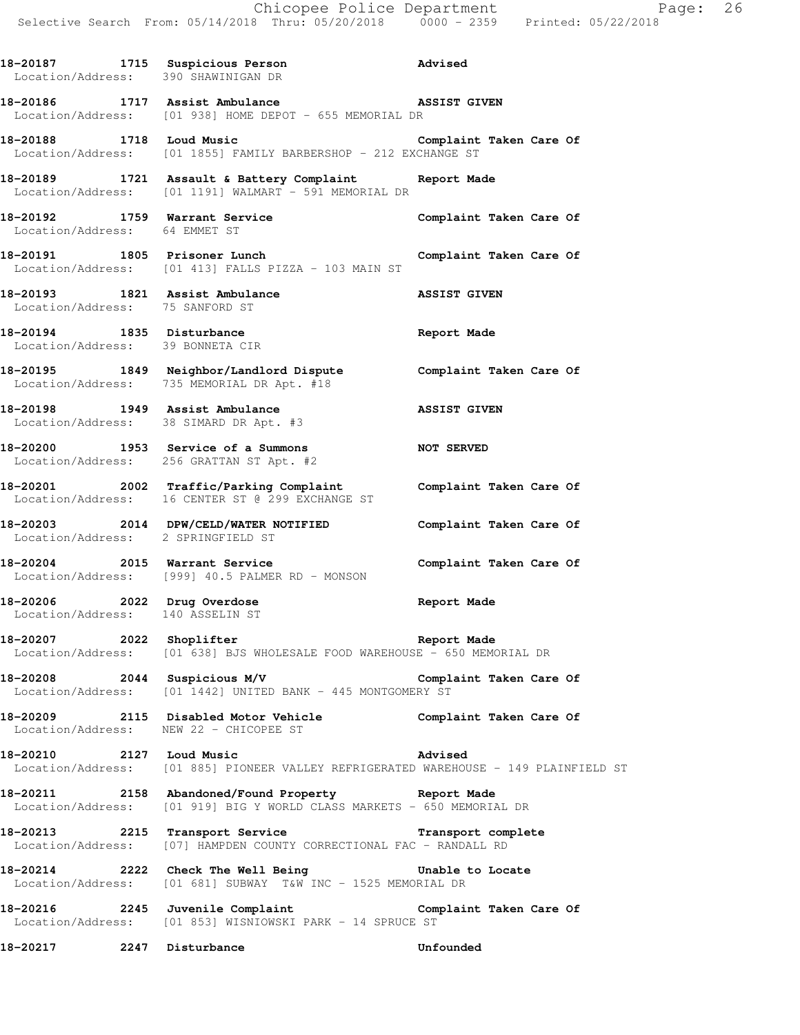**18-20187 1715 Suspicious Person** **Advised**
Location/Address: 390 SHAWINIGAN DR

**18-20186 1717 Assist Ambulance** **ASSIST GIVEN**
Location/Address: [01 938] HOME DEPOT - 655 MEMORIAL DR

**18-20188 1718 Loud Music** **Complaint Taken Care Of**
Location/Address: [01 1855] FAMILY BARBERSHOP - 212 EXCHANGE ST

**18-20189 1721 Assault & Battery Complaint** **Report Made**
Location/Address: [01 1191] WALMART - 591 MEMORIAL DR

**18-20192 1759 Warrant Service** **Complaint Taken Care Of**
Location/Address: 64 EMMET ST

**18-20191 1805 Prisoner Lunch** **Complaint Taken Care Of**
Location/Address: [01 413] FALLS PIZZA - 103 MAIN ST

**18-20193 1821 Assist Ambulance** **ASSIST GIVEN**
Location/Address: 75 SANFORD ST

**18-20194 1835 Disturbance** **Report Made**
Location/Address: 39 BONNETA CIR

**18-20195 1849 Neighbor/Landlord Dispute** **Complaint Taken Care Of**
Location/Address: 735 MEMORIAL DR Apt. #18

**18-20198 1949 Assist Ambulance** **ASSIST GIVEN**
Location/Address: 38 SIMARD DR Apt. #3

**18-20200 1953 Service of a Summons** **NOT SERVED**
Location/Address: 256 GRATTAN ST Apt. #2

**18-20201 2002 Traffic/Parking Complaint** **Complaint Taken Care Of**
Location/Address: 16 CENTER ST @ 299 EXCHANGE ST

**18-20203 2014 DPW/CELD/WATER NOTIFIED** **Complaint Taken Care Of**
Location/Address: 2 SPRINGFIELD ST

**18-20204 2015 Warrant Service** **Complaint Taken Care Of**
Location/Address: [999] 40.5 PALMER RD - MONSON

**18-20206 2022 Drug Overdose** **Report Made**
Location/Address: 140 ASSELIN ST

**18-20207 2022 Shoplifter** **Report Made**
Location/Address: [01 638] BJS WHOLESALE FOOD WAREHOUSE - 650 MEMORIAL DR

**18-20208 2044 Suspicious M/V** **Complaint Taken Care Of**
Location/Address: [01 1442] UNITED BANK - 445 MONTGOMERY ST

**18-20209 2115 Disabled Motor Vehicle** **Complaint Taken Care Of**
Location/Address: NEW 22 - CHICOPEE ST

**18-20210 2127 Loud Music** **Advised**
Location/Address: [01 885] PIONEER VALLEY REFRIGERATED WAREHOUSE - 149 PLAINFIELD ST

**18-20211 2158 Abandoned/Found Property** **Report Made**
Location/Address: [01 919] BIG Y WORLD CLASS MARKETS - 650 MEMORIAL DR

**18-20213 2215 Transport Service** **Transport complete**
Location/Address: [07] HAMPDEN COUNTY CORRECTIONAL FAC - RANDALL RD

**18-20214 2222 Check The Well Being** **Unable to Locate**
Location/Address: [01 681] SUBWAY T&W INC - 1525 MEMORIAL DR

**18-20216 2245 Juvenile Complaint** **Complaint Taken Care Of**
Location/Address: [01 853] WISNIOWSKI PARK - 14 SPRUCE ST

**18-20217 2247 Disturbance** **Unfounded**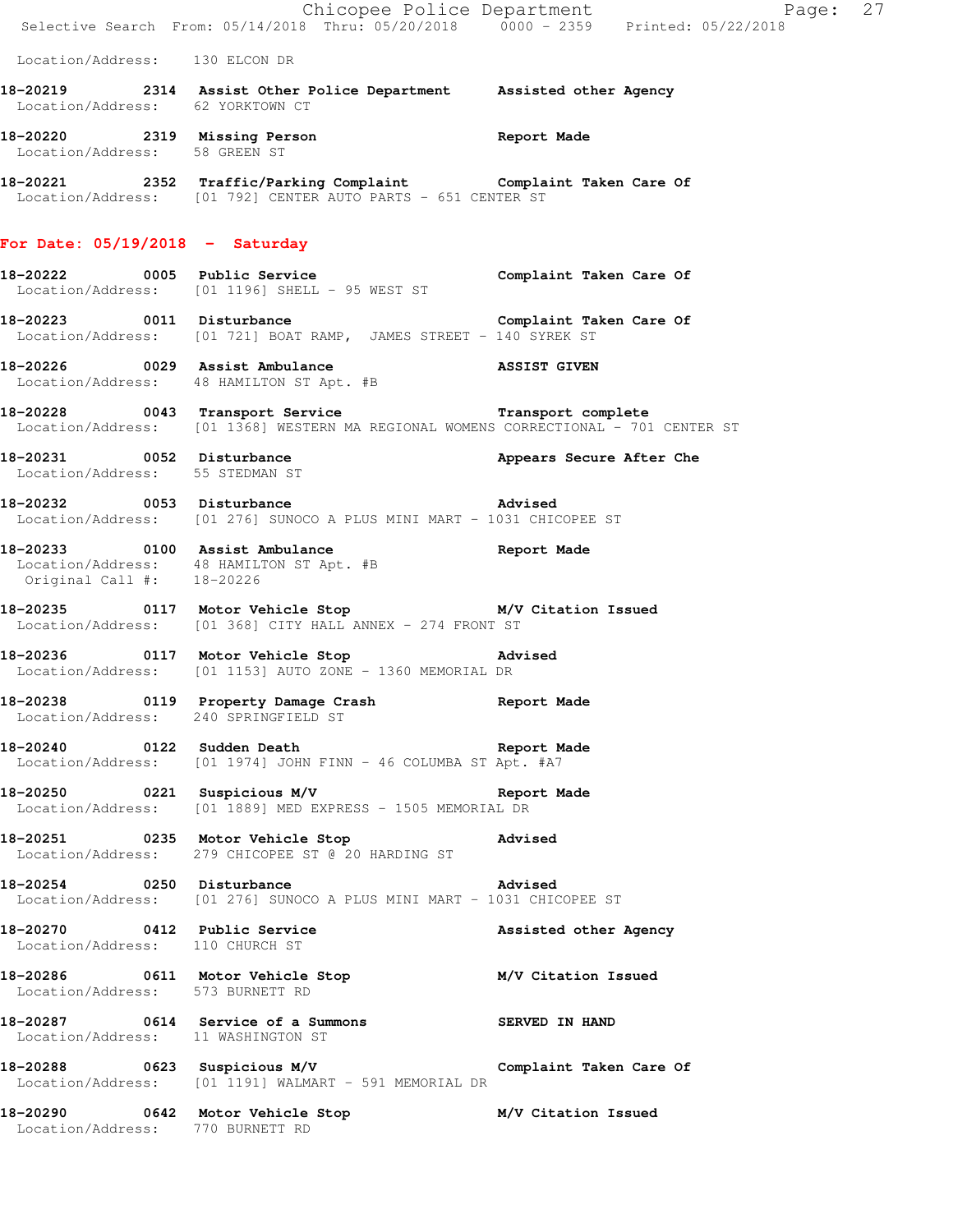Location/Address: 130 ELCON DR

**18-20219 2314 Assist Other Police Department** **Assisted other Agency**
Location/Address: 62 YORKTOWN CT

**18-20220 2319 Missing Person** **Report Made**
Location/Address: 58 GREEN ST

**18-20221 2352 Traffic/Parking Complaint** **Complaint Taken Care Of**
Location/Address: [01 792] CENTER AUTO PARTS - 651 CENTER ST

## For Date: 05/19/2018 - Saturday

**18-20222 0005 Public Service** **Complaint Taken Care Of**
Location/Address: [01 1196] SHELL - 95 WEST ST

**18-20223 0011 Disturbance** **Complaint Taken Care Of**
Location/Address: [01 721] BOAT RAMP, JAMES STREET - 140 SYREK ST

**18-20226 0029 Assist Ambulance** **ASSIST GIVEN**
Location/Address: 48 HAMILTON ST Apt. #B

**18-20228 0043 Transport Service** **Transport complete**
Location/Address: [01 1368] WESTERN MA REGIONAL WOMENS CORRECTIONAL - 701 CENTER ST

**18-20231 0052 Disturbance** **Appears Secure After Che**
Location/Address: 55 STEDMAN ST

**18-20232 0053 Disturbance** **Advised**
Location/Address: [01 276] SUNOCO A PLUS MINI MART - 1031 CHICOPEE ST

**18-20233 0100 Assist Ambulance** **Report Made**
Location/Address: 48 HAMILTON ST Apt. #B
Original Call #: 18-20226

**18-20235 0117 Motor Vehicle Stop** **M/V Citation Issued**
Location/Address: [01 368] CITY HALL ANNEX - 274 FRONT ST

**18-20236 0117 Motor Vehicle Stop** **Advised**
Location/Address: [01 1153] AUTO ZONE - 1360 MEMORIAL DR

**18-20238 0119 Property Damage Crash** **Report Made**
Location/Address: 240 SPRINGFIELD ST

**18-20240 0122 Sudden Death** **Report Made**
Location/Address: [01 1974] JOHN FINN - 46 COLUMBA ST Apt. #A7

**18-20250 0221 Suspicious M/V** **Report Made**
Location/Address: [01 1889] MED EXPRESS - 1505 MEMORIAL DR

**18-20251 0235 Motor Vehicle Stop** **Advised**
Location/Address: 279 CHICOPEE ST @ 20 HARDING ST

**18-20254 0250 Disturbance** **Advised**
Location/Address: [01 276] SUNOCO A PLUS MINI MART - 1031 CHICOPEE ST

**18-20270 0412 Public Service** **Assisted other Agency**
Location/Address: 110 CHURCH ST

**18-20286 0611 Motor Vehicle Stop** **M/V Citation Issued**
Location/Address: 573 BURNETT RD

**18-20287 0614 Service of a Summons** **SERVED IN HAND**
Location/Address: 11 WASHINGTON ST

**18-20288 0623 Suspicious M/V** **Complaint Taken Care Of**
Location/Address: [01 1191] WALMART - 591 MEMORIAL DR

**18-20290 0642 Motor Vehicle Stop** **M/V Citation Issued**
Location/Address: 770 BURNETT RD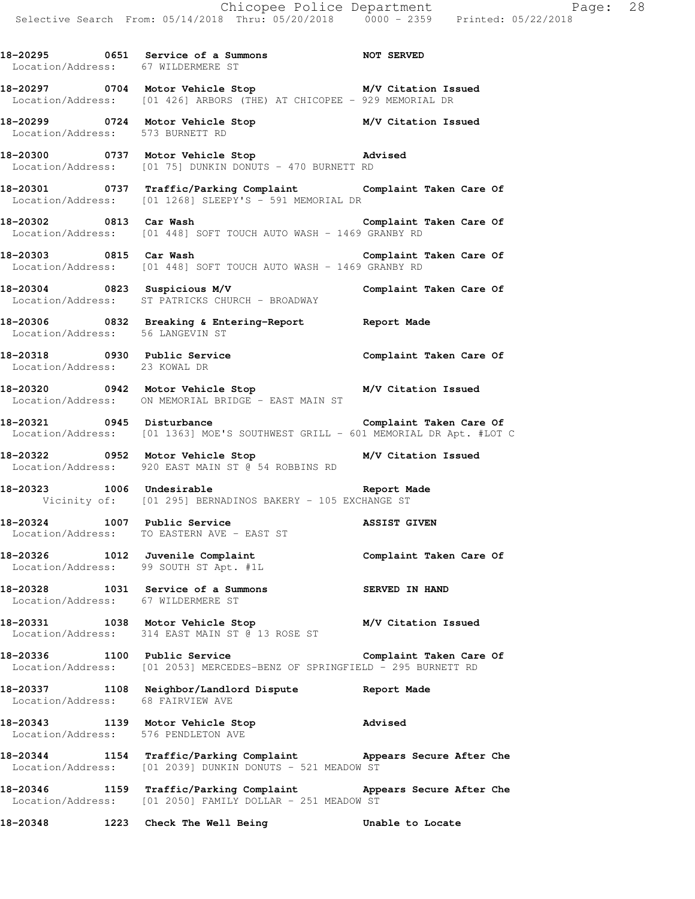**18-20295 0651 Service of a Summons NOT SERVED**
Location/Address: 67 WILDERMERE ST

**18-20297 0704 Motor Vehicle Stop M/V Citation Issued**
Location/Address: [01 426] ARBORS (THE) AT CHICOPEE - 929 MEMORIAL DR

**18-20299 0724 Motor Vehicle Stop M/V Citation Issued**
Location/Address: 573 BURNETT RD

**18-20300 0737 Motor Vehicle Stop Advised**
Location/Address: [01 75] DUNKIN DONUTS - 470 BURNETT RD

**18-20301 0737 Traffic/Parking Complaint Complaint Taken Care Of**
Location/Address: [01 1268] SLEEPY'S - 591 MEMORIAL DR

**18-20302 0813 Car Wash Complaint Taken Care Of**
Location/Address: [01 448] SOFT TOUCH AUTO WASH - 1469 GRANBY RD

**18-20303 0815 Car Wash Complaint Taken Care Of**
Location/Address: [01 448] SOFT TOUCH AUTO WASH - 1469 GRANBY RD

**18-20304 0823 Suspicious M/V Complaint Taken Care Of**
Location/Address: ST PATRICKS CHURCH - BROADWAY

**18-20306 0832 Breaking & Entering-Report Report Made**
Location/Address: 56 LANGEVIN ST

**18-20318 0930 Public Service Complaint Taken Care Of**
Location/Address: 23 KOWAL DR

**18-20320 0942 Motor Vehicle Stop M/V Citation Issued**
Location/Address: ON MEMORIAL BRIDGE - EAST MAIN ST

**18-20321 0945 Disturbance Complaint Taken Care Of**
Location/Address: [01 1363] MOE'S SOUTHWEST GRILL - 601 MEMORIAL DR Apt. #LOT C

**18-20322 0952 Motor Vehicle Stop M/V Citation Issued**
Location/Address: 920 EAST MAIN ST @ 54 ROBBINS RD

**18-20323 1006 Undesirable Report Made**
Vicinity of: [01 295] BERNADINOS BAKERY - 105 EXCHANGE ST

**18-20324 1007 Public Service ASSIST GIVEN**
Location/Address: TO EASTERN AVE - EAST ST

**18-20326 1012 Juvenile Complaint Complaint Taken Care Of**
Location/Address: 99 SOUTH ST Apt. #1L

**18-20328 1031 Service of a Summons SERVED IN HAND**
Location/Address: 67 WILDERMERE ST

**18-20331 1038 Motor Vehicle Stop M/V Citation Issued**
Location/Address: 314 EAST MAIN ST @ 13 ROSE ST

**18-20336 1100 Public Service Complaint Taken Care Of**
Location/Address: [01 2053] MERCEDES-BENZ OF SPRINGFIELD - 295 BURNETT RD

**18-20337 1108 Neighbor/Landlord Dispute Report Made**
Location/Address: 68 FAIRVIEW AVE

**18-20343 1139 Motor Vehicle Stop Advised**
Location/Address: 576 PENDLETON AVE

**18-20344 1154 Traffic/Parking Complaint Appears Secure After Che**
Location/Address: [01 2039] DUNKIN DONUTS - 521 MEADOW ST

**18-20346 1159 Traffic/Parking Complaint Appears Secure After Che**
Location/Address: [01 2050] FAMILY DOLLAR - 251 MEADOW ST

**18-20348 1223 Check The Well Being Unable to Locate**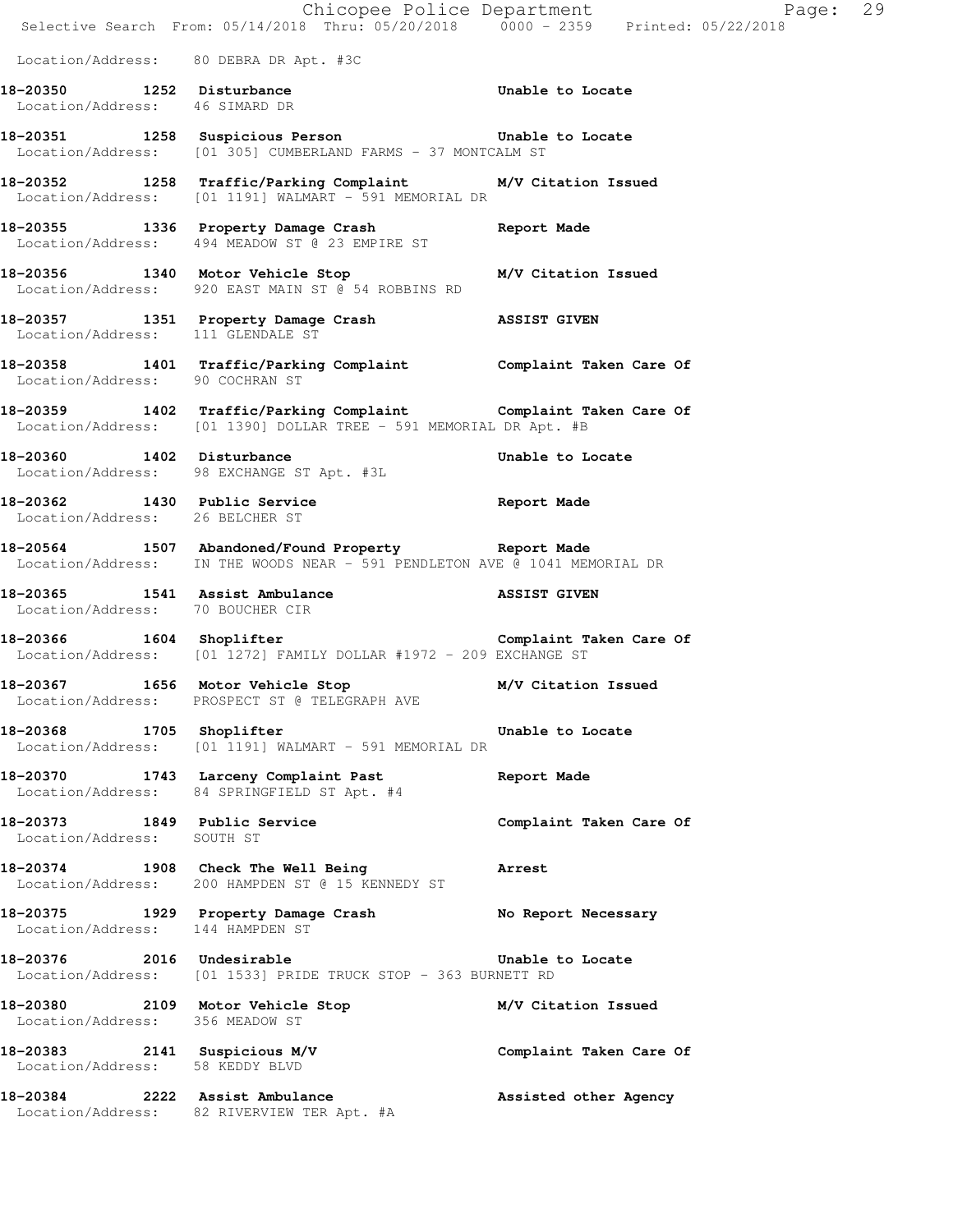Location/Address: 80 DEBRA DR Apt. #3C

**18-20350 1252 Disturbance** Unable to Locate
Location/Address: 46 SIMARD DR

**18-20351 1258 Suspicious Person** Unable to Locate
Location/Address: [01 305] CUMBERLAND FARMS - 37 MONTCALM ST

**18-20352 1258 Traffic/Parking Complaint** M/V Citation Issued
Location/Address: [01 1191] WALMART - 591 MEMORIAL DR

**18-20355 1336 Property Damage Crash** Report Made
Location/Address: 494 MEADOW ST @ 23 EMPIRE ST

**18-20356 1340 Motor Vehicle Stop** M/V Citation Issued
Location/Address: 920 EAST MAIN ST @ 54 ROBBINS RD

**18-20357 1351 Property Damage Crash** ASSIST GIVEN
Location/Address: 111 GLENDALE ST

**18-20358 1401 Traffic/Parking Complaint** Complaint Taken Care Of
Location/Address: 90 COCHRAN ST

**18-20359 1402 Traffic/Parking Complaint** Complaint Taken Care Of
Location/Address: [01 1390] DOLLAR TREE - 591 MEMORIAL DR Apt. #B

**18-20360 1402 Disturbance** Unable to Locate
Location/Address: 98 EXCHANGE ST Apt. #3L

**18-20362 1430 Public Service** Report Made
Location/Address: 26 BELCHER ST

**18-20564 1507 Abandoned/Found Property** Report Made
Location/Address: IN THE WOODS NEAR - 591 PENDLETON AVE @ 1041 MEMORIAL DR

**18-20365 1541 Assist Ambulance** ASSIST GIVEN
Location/Address: 70 BOUCHER CIR

**18-20366 1604 Shoplifter** Complaint Taken Care Of
Location/Address: [01 1272] FAMILY DOLLAR #1972 - 209 EXCHANGE ST

**18-20367 1656 Motor Vehicle Stop** M/V Citation Issued
Location/Address: PROSPECT ST @ TELEGRAPH AVE

**18-20368 1705 Shoplifter** Unable to Locate
Location/Address: [01 1191] WALMART - 591 MEMORIAL DR

**18-20370 1743 Larceny Complaint Past** Report Made
Location/Address: 84 SPRINGFIELD ST Apt. #4

**18-20373 1849 Public Service** Complaint Taken Care Of
Location/Address: SOUTH ST

**18-20374 1908 Check The Well Being** Arrest
Location/Address: 200 HAMPDEN ST @ 15 KENNEDY ST

**18-20375 1929 Property Damage Crash** No Report Necessary
Location/Address: 144 HAMPDEN ST

**18-20376 2016 Undesirable** Unable to Locate
Location/Address: [01 1533] PRIDE TRUCK STOP - 363 BURNETT RD

**18-20380 2109 Motor Vehicle Stop** M/V Citation Issued
Location/Address: 356 MEADOW ST

**18-20383 2141 Suspicious M/V** Complaint Taken Care Of
Location/Address: 58 KEDDY BLVD

**18-20384 2222 Assist Ambulance** Assisted other Agency
Location/Address: 82 RIVERVIEW TER Apt. #A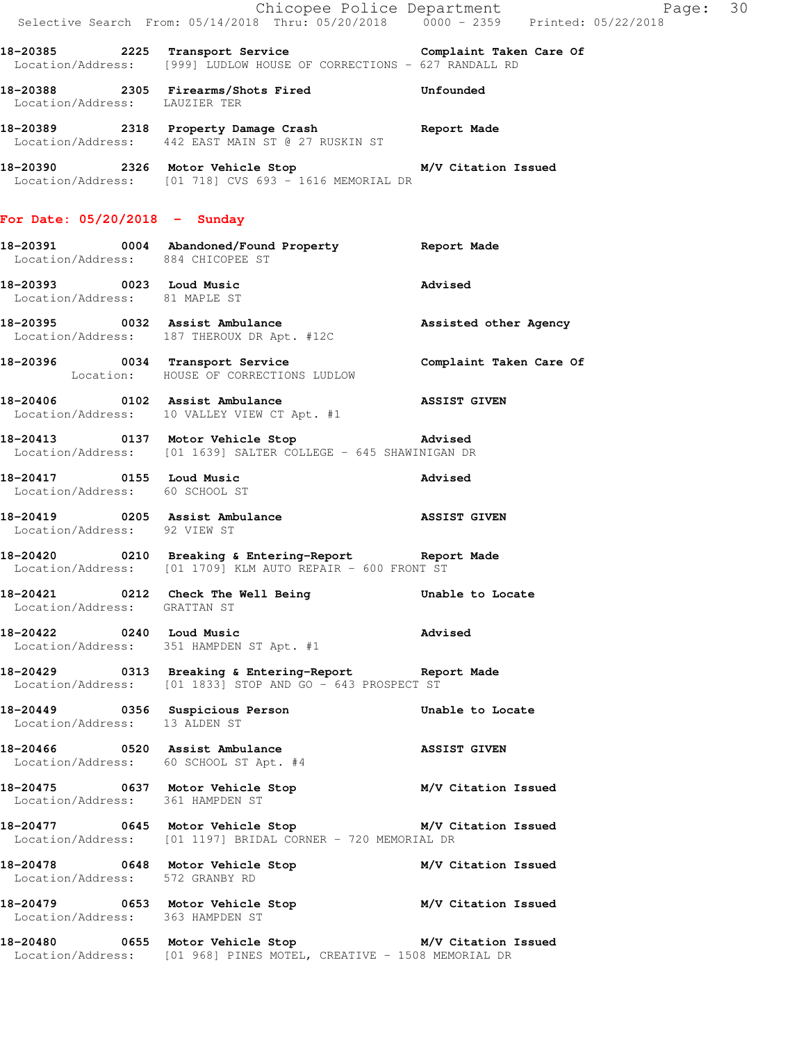**18-20385 2225 Transport Service** **Complaint Taken Care Of**
Location/Address: [999] LUDLOW HOUSE OF CORRECTIONS - 627 RANDALL RD

**18-20388 2305 Firearms/Shots Fired** **Unfounded**
Location/Address: LAUZIER TER

**18-20389 2318 Property Damage Crash** **Report Made**
Location/Address: 442 EAST MAIN ST @ 27 RUSKIN ST

**18-20390 2326 Motor Vehicle Stop** **M/V Citation Issued**
Location/Address: [01 718] CVS 693 - 1616 MEMORIAL DR

## For Date: 05/20/2018 - Sunday

**18-20391 0004 Abandoned/Found Property** **Report Made**
Location/Address: 884 CHICOPEE ST

**18-20393 0023 Loud Music** **Advised**
Location/Address: 81 MAPLE ST

**18-20395 0032 Assist Ambulance** **Assisted other Agency**
Location/Address: 187 THEROUX DR Apt. #12C

**18-20396 0034 Transport Service** **Complaint Taken Care Of**
Location: HOUSE OF CORRECTIONS LUDLOW

**18-20406 0102 Assist Ambulance** **ASSIST GIVEN**
Location/Address: 10 VALLEY VIEW CT Apt. #1

**18-20413 0137 Motor Vehicle Stop** **Advised**
Location/Address: [01 1639] SALTER COLLEGE - 645 SHAWINIGAN DR

**18-20417 0155 Loud Music** **Advised**
Location/Address: 60 SCHOOL ST

**18-20419 0205 Assist Ambulance** **ASSIST GIVEN**
Location/Address: 92 VIEW ST

**18-20420 0210 Breaking & Entering-Report** **Report Made**
Location/Address: [01 1709] KLM AUTO REPAIR - 600 FRONT ST

**18-20421 0212 Check The Well Being** **Unable to Locate**
Location/Address: GRATTAN ST

**18-20422 0240 Loud Music** **Advised**
Location/Address: 351 HAMPDEN ST Apt. #1

**18-20429 0313 Breaking & Entering-Report** **Report Made**
Location/Address: [01 1833] STOP AND GO - 643 PROSPECT ST

**18-20449 0356 Suspicious Person** **Unable to Locate**
Location/Address: 13 ALDEN ST

**18-20466 0520 Assist Ambulance** **ASSIST GIVEN**
Location/Address: 60 SCHOOL ST Apt. #4

**18-20475 0637 Motor Vehicle Stop** **M/V Citation Issued**
Location/Address: 361 HAMPDEN ST

**18-20477 0645 Motor Vehicle Stop** **M/V Citation Issued**
Location/Address: [01 1197] BRIDAL CORNER - 720 MEMORIAL DR

**18-20478 0648 Motor Vehicle Stop** **M/V Citation Issued**
Location/Address: 572 GRANBY RD

**18-20479 0653 Motor Vehicle Stop** **M/V Citation Issued**
Location/Address: 363 HAMPDEN ST

**18-20480 0655 Motor Vehicle Stop** **M/V Citation Issued**
Location/Address: [01 968] PINES MOTEL, CREATIVE - 1508 MEMORIAL DR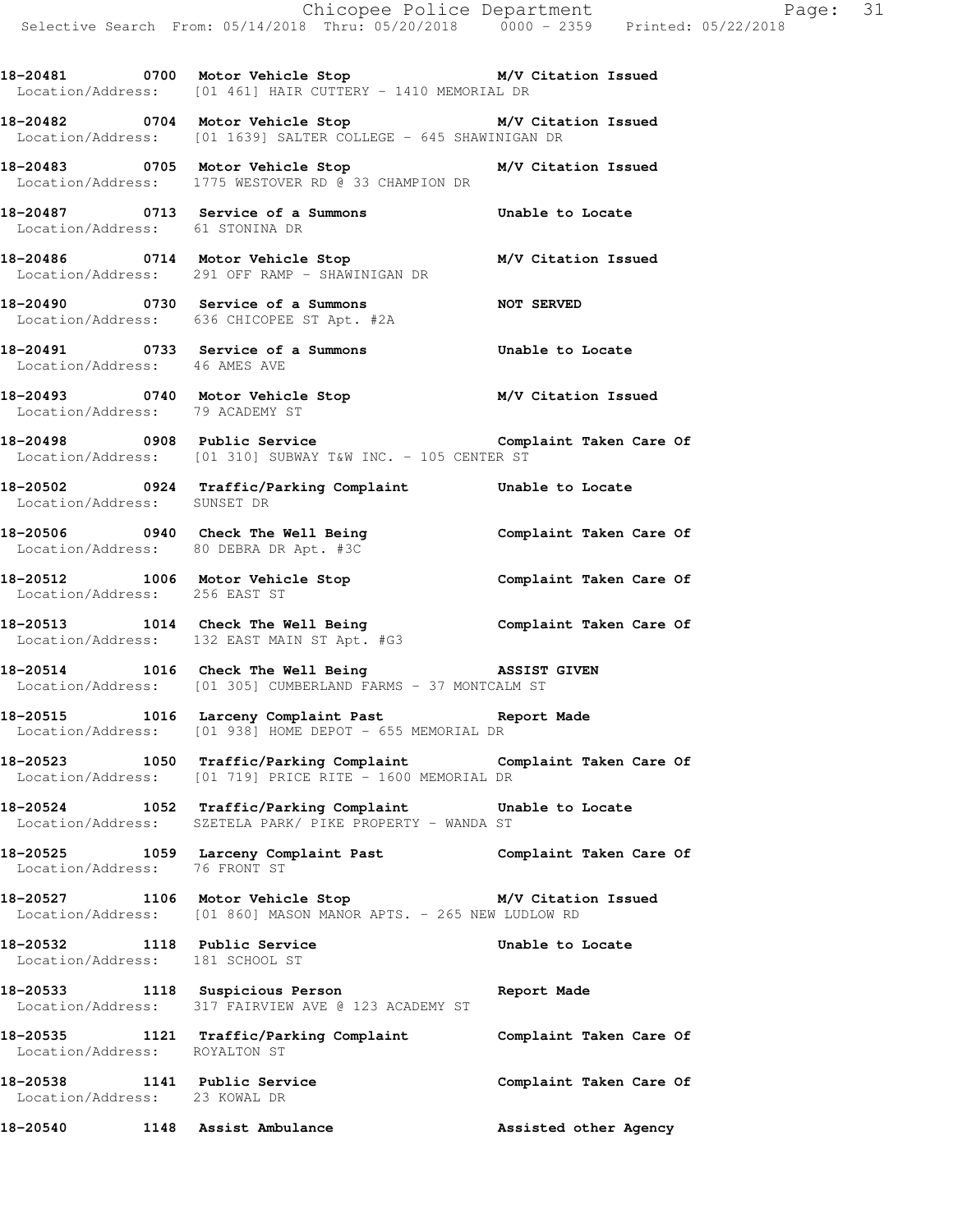18-20481 0700 Motor Vehicle Stop M/V Citation Issued
Location/Address: [01 461] HAIR CUTTERY - 1410 MEMORIAL DR

18-20482 0704 Motor Vehicle Stop M/V Citation Issued
Location/Address: [01 1639] SALTER COLLEGE - 645 SHAWINIGAN DR

18-20483 0705 Motor Vehicle Stop M/V Citation Issued
Location/Address: 1775 WESTOVER RD @ 33 CHAMPION DR

18-20487 0713 Service of a Summons Unable to Locate
Location/Address: 61 STONINA DR

18-20486 0714 Motor Vehicle Stop M/V Citation Issued
Location/Address: 291 OFF RAMP - SHAWINIGAN DR

18-20490 0730 Service of a Summons NOT SERVED
Location/Address: 636 CHICOPEE ST Apt. #2A

18-20491 0733 Service of a Summons Unable to Locate
Location/Address: 46 AMES AVE

18-20493 0740 Motor Vehicle Stop M/V Citation Issued
Location/Address: 79 ACADEMY ST

18-20498 0908 Public Service Complaint Taken Care Of
Location/Address: [01 310] SUBWAY T&W INC. - 105 CENTER ST

18-20502 0924 Traffic/Parking Complaint Unable to Locate
Location/Address: SUNSET DR

18-20506 0940 Check The Well Being Complaint Taken Care Of
Location/Address: 80 DEBRA DR Apt. #3C

18-20512 1006 Motor Vehicle Stop Complaint Taken Care Of
Location/Address: 256 EAST ST

18-20513 1014 Check The Well Being Complaint Taken Care Of
Location/Address: 132 EAST MAIN ST Apt. #G3

18-20514 1016 Check The Well Being ASSIST GIVEN
Location/Address: [01 305] CUMBERLAND FARMS - 37 MONTCALM ST

18-20515 1016 Larceny Complaint Past Report Made
Location/Address: [01 938] HOME DEPOT - 655 MEMORIAL DR

18-20523 1050 Traffic/Parking Complaint Complaint Taken Care Of
Location/Address: [01 719] PRICE RITE - 1600 MEMORIAL DR

18-20524 1052 Traffic/Parking Complaint Unable to Locate
Location/Address: SZETELA PARK/ PIKE PROPERTY - WANDA ST

18-20525 1059 Larceny Complaint Past Complaint Taken Care Of
Location/Address: 76 FRONT ST

18-20527 1106 Motor Vehicle Stop M/V Citation Issued
Location/Address: [01 860] MASON MANOR APTS. - 265 NEW LUDLOW RD

18-20532 1118 Public Service Unable to Locate
Location/Address: 181 SCHOOL ST

18-20533 1118 Suspicious Person Report Made
Location/Address: 317 FAIRVIEW AVE @ 123 ACADEMY ST

18-20535 1121 Traffic/Parking Complaint Complaint Taken Care Of
Location/Address: ROYALTON ST

18-20538 1141 Public Service Complaint Taken Care Of
Location/Address: 23 KOWAL DR

18-20540 1148 Assist Ambulance Assisted other Agency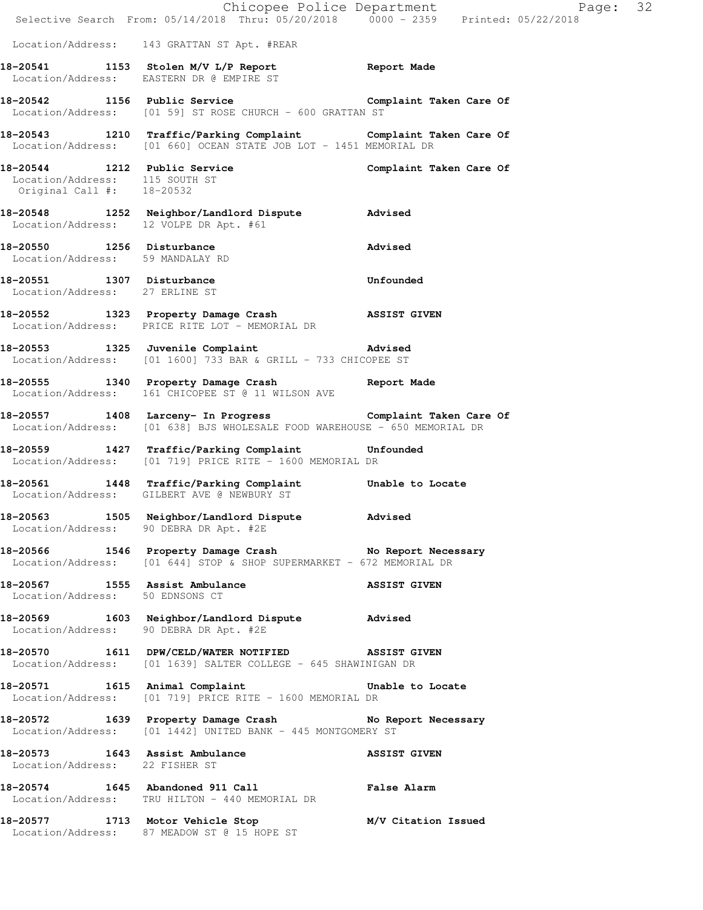Location/Address: 143 GRATTAN ST Apt. #REAR

**18-20541 1153 Stolen M/V L/P Report** — **Report Made**
Location/Address: EASTERN DR @ EMPIRE ST

**18-20542 1156 Public Service** — **Complaint Taken Care Of**
Location/Address: [01 59] ST ROSE CHURCH - 600 GRATTAN ST

**18-20543 1210 Traffic/Parking Complaint** — **Complaint Taken Care Of**
Location/Address: [01 660] OCEAN STATE JOB LOT - 1451 MEMORIAL DR

**18-20544 1212 Public Service** — **Complaint Taken Care Of**
Location/Address: 115 SOUTH ST
Original Call #: 18-20532

**18-20548 1252 Neighbor/Landlord Dispute** — **Advised**
Location/Address: 12 VOLPE DR Apt. #61

**18-20550 1256 Disturbance** — **Advised**
Location/Address: 59 MANDALAY RD

**18-20551 1307 Disturbance** — **Unfounded**
Location/Address: 27 ERLINE ST

**18-20552 1323 Property Damage Crash** — **ASSIST GIVEN**
Location/Address: PRICE RITE LOT - MEMORIAL DR

**18-20553 1325 Juvenile Complaint** — **Advised**
Location/Address: [01 1600] 733 BAR & GRILL - 733 CHICOPEE ST

**18-20555 1340 Property Damage Crash** — **Report Made**
Location/Address: 161 CHICOPEE ST @ 11 WILSON AVE

**18-20557 1408 Larceny- In Progress** — **Complaint Taken Care Of**
Location/Address: [01 638] BJS WHOLESALE FOOD WAREHOUSE - 650 MEMORIAL DR

**18-20559 1427 Traffic/Parking Complaint** — **Unfounded**
Location/Address: [01 719] PRICE RITE - 1600 MEMORIAL DR

**18-20561 1448 Traffic/Parking Complaint** — **Unable to Locate**
Location/Address: GILBERT AVE @ NEWBURY ST

**18-20563 1505 Neighbor/Landlord Dispute** — **Advised**
Location/Address: 90 DEBRA DR Apt. #2E

**18-20566 1546 Property Damage Crash** — **No Report Necessary**
Location/Address: [01 644] STOP & SHOP SUPERMARKET - 672 MEMORIAL DR

**18-20567 1555 Assist Ambulance** — **ASSIST GIVEN**
Location/Address: 50 EDNSONS CT

**18-20569 1603 Neighbor/Landlord Dispute** — **Advised**
Location/Address: 90 DEBRA DR Apt. #2E

**18-20570 1611 DPW/CELD/WATER NOTIFIED** — **ASSIST GIVEN**
Location/Address: [01 1639] SALTER COLLEGE - 645 SHAWINIGAN DR

**18-20571 1615 Animal Complaint** — **Unable to Locate**
Location/Address: [01 719] PRICE RITE - 1600 MEMORIAL DR

**18-20572 1639 Property Damage Crash** — **No Report Necessary**
Location/Address: [01 1442] UNITED BANK - 445 MONTGOMERY ST

**18-20573 1643 Assist Ambulance** — **ASSIST GIVEN**
Location/Address: 22 FISHER ST

**18-20574 1645 Abandoned 911 Call** — **False Alarm**
Location/Address: TRU HILTON - 440 MEMORIAL DR

**18-20577 1713 Motor Vehicle Stop** — **M/V Citation Issued**
Location/Address: 87 MEADOW ST @ 15 HOPE ST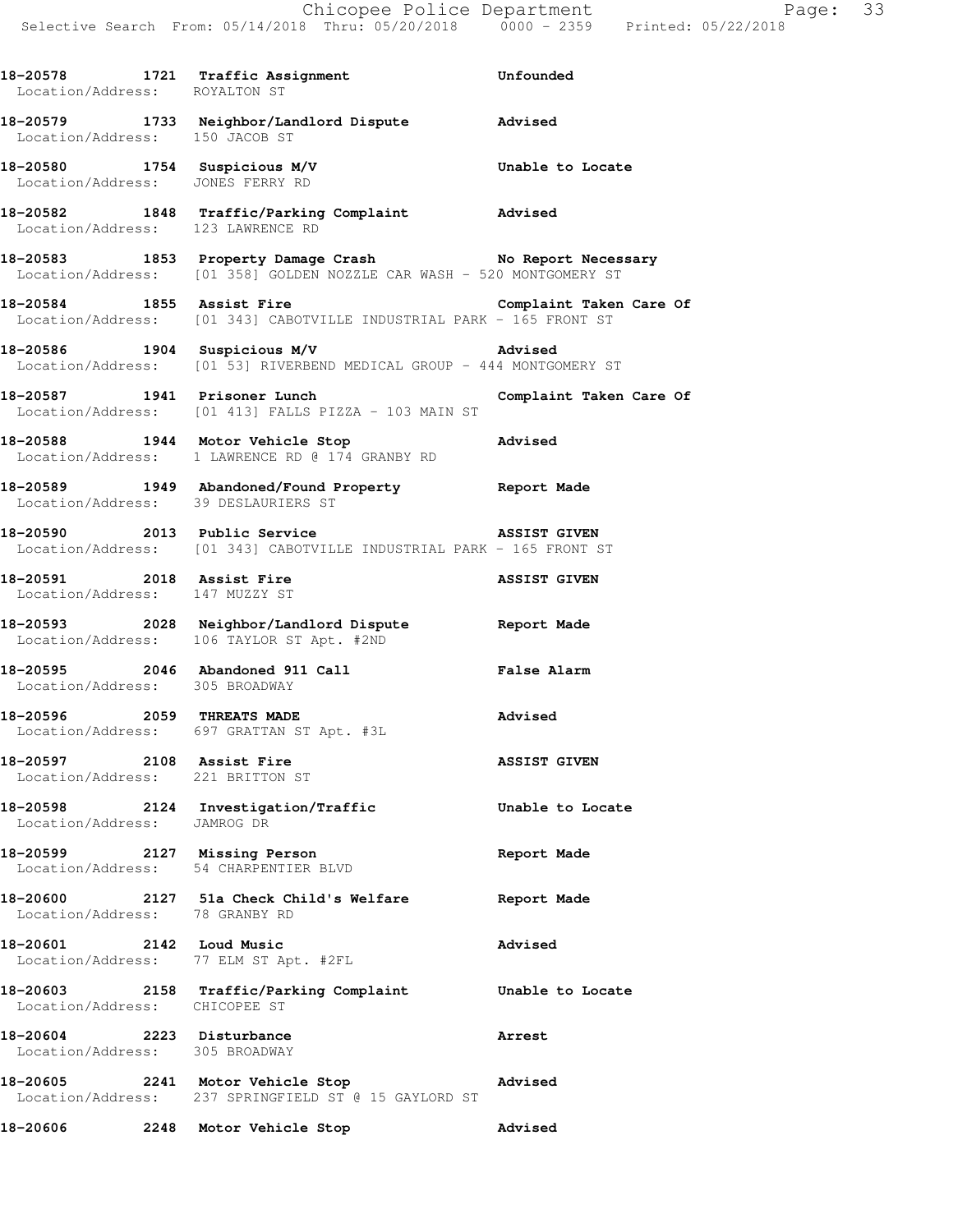**18-20578 1721 Traffic Assignment** **Unfounded**
Location/Address: ROYALTON ST

**18-20579 1733 Neighbor/Landlord Dispute** **Advised**
Location/Address: 150 JACOB ST

**18-20580 1754 Suspicious M/V** **Unable to Locate**
Location/Address: JONES FERRY RD

**18-20582 1848 Traffic/Parking Complaint** **Advised**
Location/Address: 123 LAWRENCE RD

**18-20583 1853 Property Damage Crash** **No Report Necessary**
Location/Address: [01 358] GOLDEN NOZZLE CAR WASH - 520 MONTGOMERY ST

**18-20584 1855 Assist Fire** **Complaint Taken Care Of**
Location/Address: [01 343] CABOTVILLE INDUSTRIAL PARK - 165 FRONT ST

**18-20586 1904 Suspicious M/V** **Advised**
Location/Address: [01 53] RIVERBEND MEDICAL GROUP - 444 MONTGOMERY ST

**18-20587 1941 Prisoner Lunch** **Complaint Taken Care Of**
Location/Address: [01 413] FALLS PIZZA - 103 MAIN ST

**18-20588 1944 Motor Vehicle Stop** **Advised**
Location/Address: 1 LAWRENCE RD @ 174 GRANBY RD

**18-20589 1949 Abandoned/Found Property** **Report Made**
Location/Address: 39 DESLAURIERS ST

**18-20590 2013 Public Service** **ASSIST GIVEN**
Location/Address: [01 343] CABOTVILLE INDUSTRIAL PARK - 165 FRONT ST

**18-20591 2018 Assist Fire** **ASSIST GIVEN**
Location/Address: 147 MUZZY ST

**18-20593 2028 Neighbor/Landlord Dispute** **Report Made**
Location/Address: 106 TAYLOR ST Apt. #2ND

**18-20595 2046 Abandoned 911 Call** **False Alarm**
Location/Address: 305 BROADWAY

**18-20596 2059 THREATS MADE** **Advised**
Location/Address: 697 GRATTAN ST Apt. #3L

**18-20597 2108 Assist Fire** **ASSIST GIVEN**
Location/Address: 221 BRITTON ST

**18-20598 2124 Investigation/Traffic** **Unable to Locate**
Location/Address: JAMROG DR

**18-20599 2127 Missing Person** **Report Made**
Location/Address: 54 CHARPENTIER BLVD

**18-20600 2127 51a Check Child's Welfare** **Report Made**
Location/Address: 78 GRANBY RD

**18-20601 2142 Loud Music** **Advised**
Location/Address: 77 ELM ST Apt. #2FL

**18-20603 2158 Traffic/Parking Complaint** **Unable to Locate**
Location/Address: CHICOPEE ST

**18-20604 2223 Disturbance** **Arrest**
Location/Address: 305 BROADWAY

**18-20605 2241 Motor Vehicle Stop** **Advised**
Location/Address: 237 SPRINGFIELD ST @ 15 GAYLORD ST

**18-20606 2248 Motor Vehicle Stop** **Advised**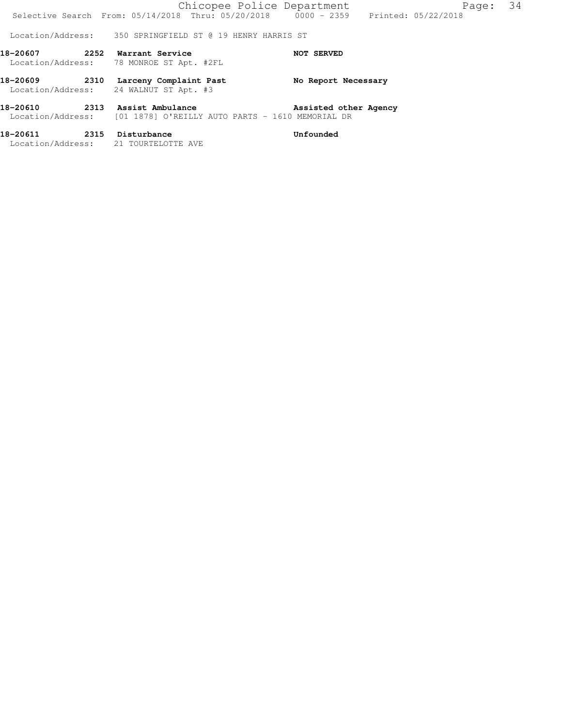Location/Address: 350 SPRINGFIELD ST @ 19 HENRY HARRIS ST

**18-20607 2252 Warrant Service** **NOT SERVED**
Location/Address: 78 MONROE ST Apt. #2FL

**18-20609 2310 Larceny Complaint Past** **No Report Necessary**
Location/Address: 24 WALNUT ST Apt. #3

**18-20610 2313 Assist Ambulance** **Assisted other Agency**
Location/Address: [01 1878] O'REILLY AUTO PARTS - 1610 MEMORIAL DR

**18-20611 2315 Disturbance** **Unfounded**
Location/Address: 21 TOURTELOTTE AVE